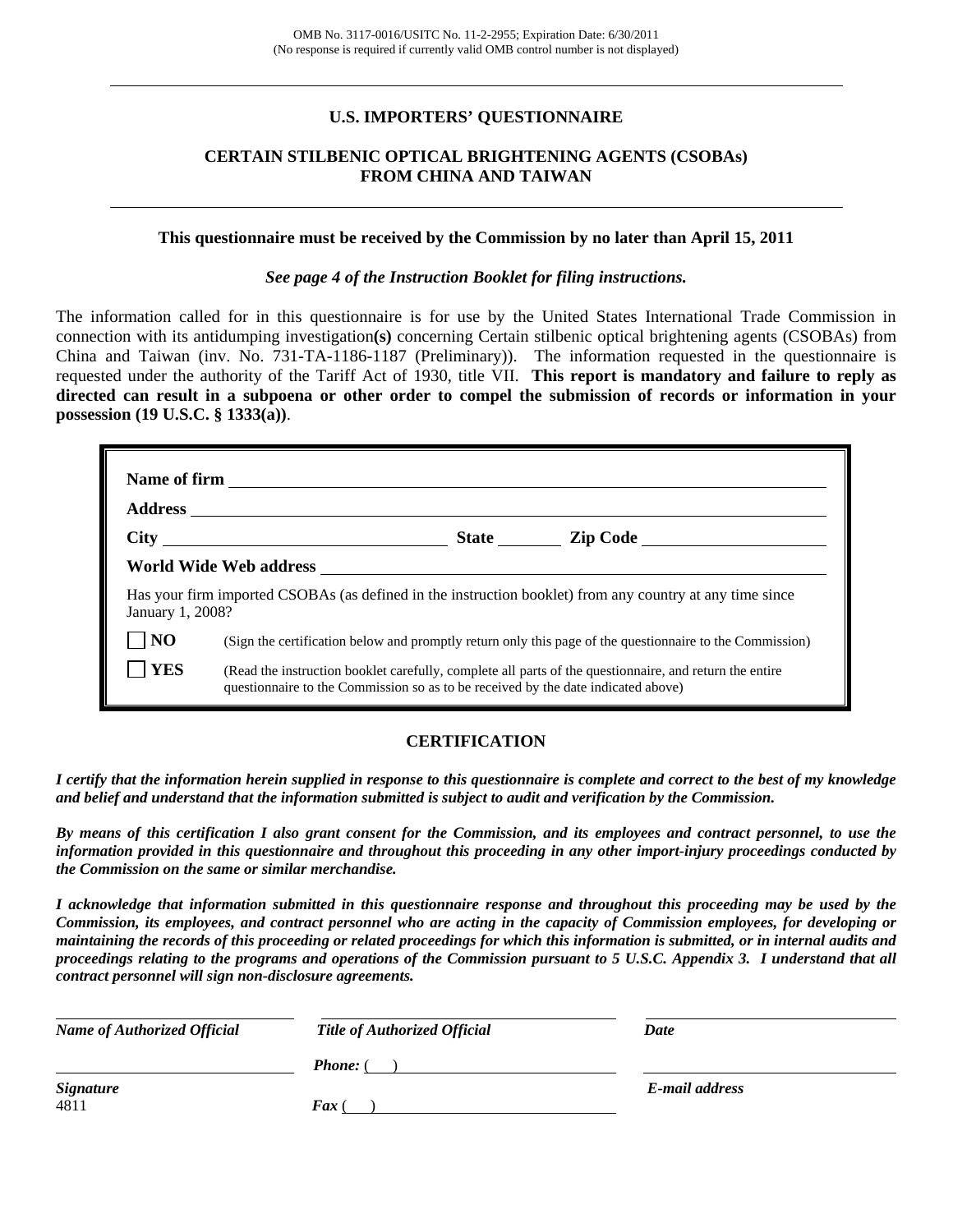OMB No. 3117-0016/USITC No. 11-2-2955; Expiration Date: 6/30/2011
(No response is required if currently valid OMB control number is not displayed)

---

# U.S. IMPORTERS' QUESTIONNAIRE

## CERTAIN STILBENIC OPTICAL BRIGHTENING AGENTS (CSOBAs) FROM CHINA AND TAIWAN

---

**This questionnaire must be received by the Commission by no later than April 15, 2011**

***See page 4 of the Instruction Booklet for filing instructions.***

The information called for in this questionnaire is for use by the United States International Trade Commission in connection with its antidumping investigation**(s)** concerning Certain stilbenic optical brightening agents (CSOBAs) from China and Taiwan (inv. No. 731-TA-1186-1187 (Preliminary)). The information requested in the questionnaire is requested under the authority of the Tariff Act of 1930, title VII. **This report is mandatory and failure to reply as directed can result in a subpoena or other order to compel the submission of records or information in your possession (19 U.S.C. § 1333(a))**.

**Name of firm** ______________________________

**Address** ______________________________

**City** ______________ **State** ______ **Zip Code** ______________

**World Wide Web address** ______________________________

Has your firm imported CSOBAs (as defined in the instruction booklet) from any country at any time since January 1, 2008?

☐ **NO** (Sign the certification below and promptly return only this page of the questionnaire to the Commission)

☐ **YES** (Read the instruction booklet carefully, complete all parts of the questionnaire, and return the entire questionnaire to the Commission so as to be received by the date indicated above)

## CERTIFICATION

***I certify that the information herein supplied in response to this questionnaire is complete and correct to the best of my knowledge and belief and understand that the information submitted is subject to audit and verification by the Commission.***

***By means of this certification I also grant consent for the Commission, and its employees and contract personnel, to use the information provided in this questionnaire and throughout this proceeding in any other import-injury proceedings conducted by the Commission on the same or similar merchandise.***

***I acknowledge that information submitted in this questionnaire response and throughout this proceeding may be used by the Commission, its employees, and contract personnel who are acting in the capacity of Commission employees, for developing or maintaining the records of this proceeding or related proceedings for which this information is submitted, or in internal audits and proceedings relating to the programs and operations of the Commission pursuant to 5 U.S.C. Appendix 3. I understand that all contract personnel will sign non-disclosure agreements.***

______________________________ ______________________________ ______________________________

***Name of Authorized Official*** ***Title of Authorized Official*** ***Date***

***Phone:*** ( ) ______________________________

______________________________ ______________________________

***Signature*** ***E-mail address***

***Fax*** ( ) ______________________________

4811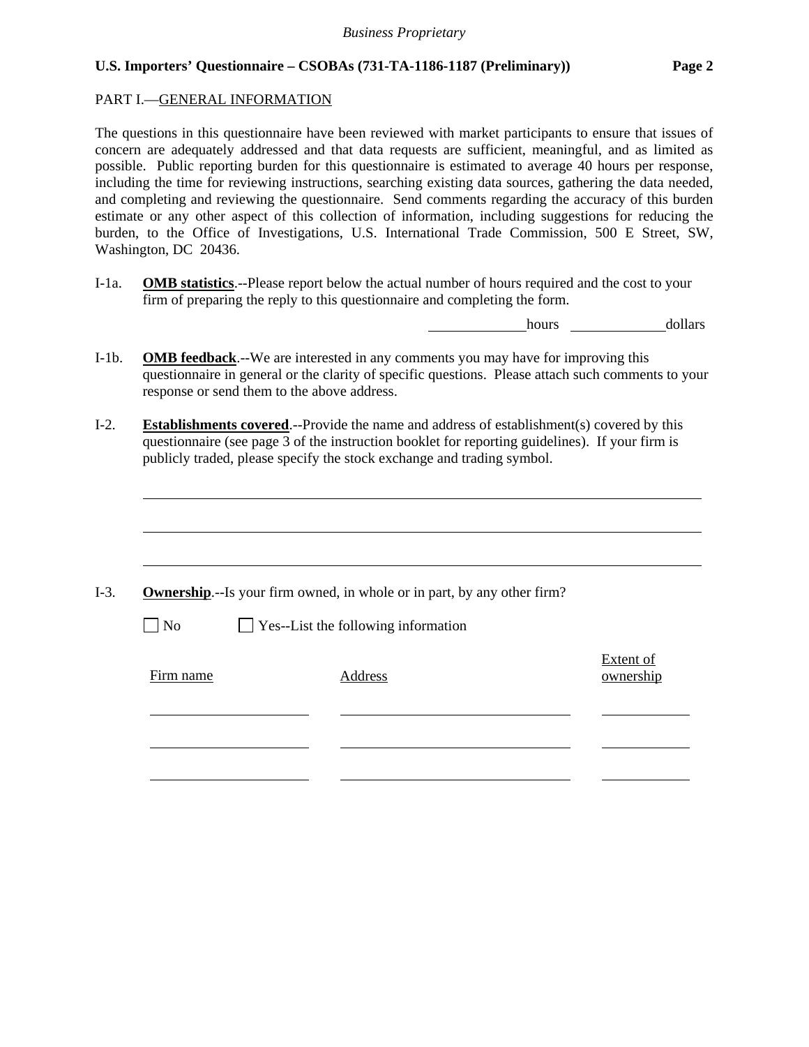PART I.—GENERAL INFORMATION

The questions in this questionnaire have been reviewed with market participants to ensure that issues of concern are adequately addressed and that data requests are sufficient, meaningful, and as limited as possible. Public reporting burden for this questionnaire is estimated to average 40 hours per response, including the time for reviewing instructions, searching existing data sources, gathering the data needed, and completing and reviewing the questionnaire. Send comments regarding the accuracy of this burden estimate or any other aspect of this collection of information, including suggestions for reducing the burden, to the Office of Investigations, U.S. International Trade Commission, 500 E Street, SW, Washington, DC 20436.

I-1a. **OMB statistics**.--Please report below the actual number of hours required and the cost to your firm of preparing the reply to this questionnaire and completing the form.

_____________ hours _____________ dollars

I-1b. **OMB feedback**.--We are interested in any comments you may have for improving this questionnaire in general or the clarity of specific questions. Please attach such comments to your response or send them to the above address.

I-2. **Establishments covered**.--Provide the name and address of establishment(s) covered by this questionnaire (see page 3 of the instruction booklet for reporting guidelines). If your firm is publicly traded, please specify the stock exchange and trading symbol.

_____________________________________________________________________________

_____________________________________________________________________________

_____________________________________________________________________________

I-3. **Ownership**.--Is your firm owned, in whole or in part, by any other firm?

☐ No ☐ Yes--List the following information

| Firm name | Address | Extent of ownership |
|---|---|---|
| | | |
| | | |
| | | |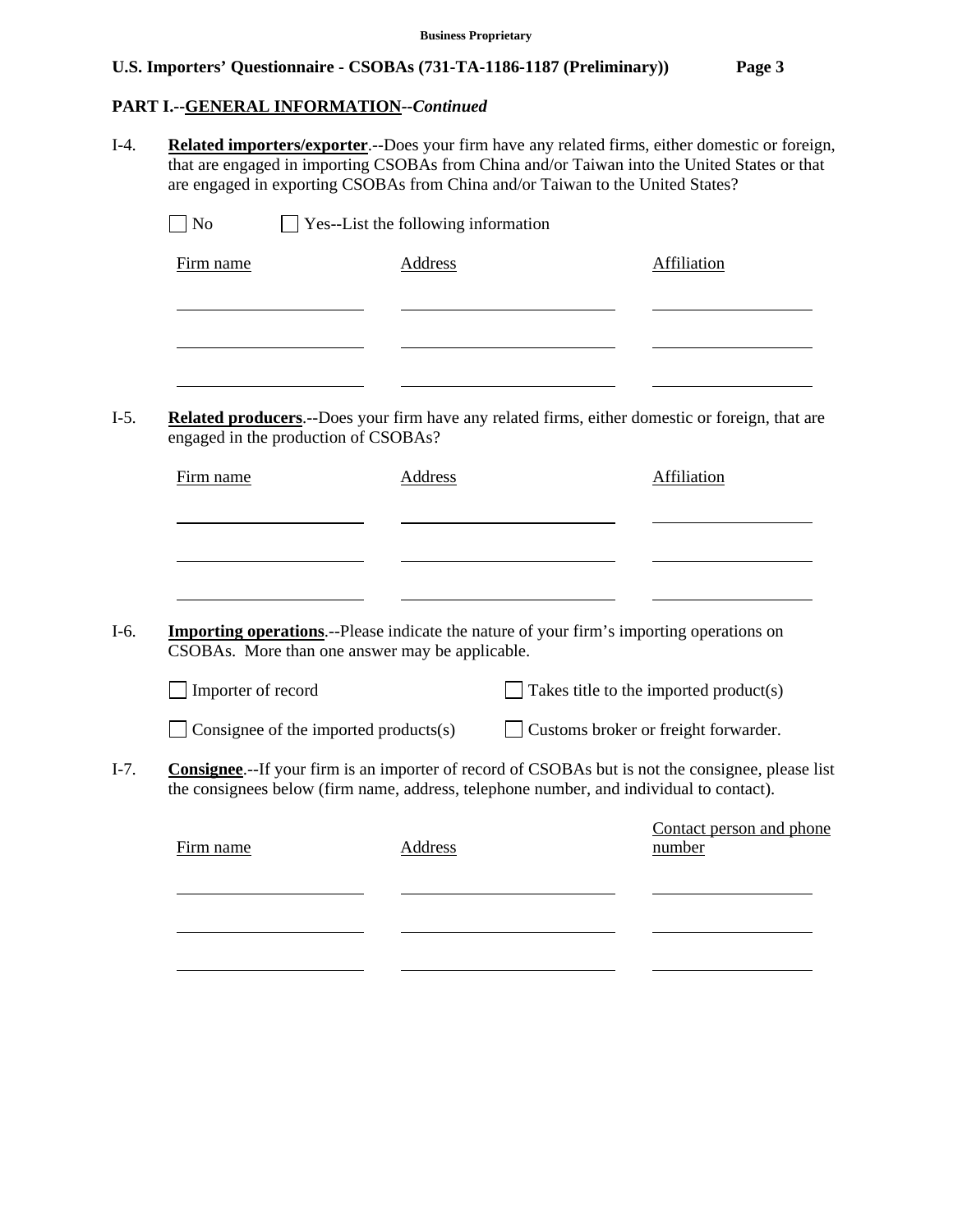## PART I.--GENERAL INFORMATION--*Continued*

I-4. **Related importers/exporter**.--Does your firm have any related firms, either domestic or foreign, that are engaged in importing CSOBAs from China and/or Taiwan into the United States or that are engaged in exporting CSOBAs from China and/or Taiwan to the United States?

☐ No ☐ Yes--List the following information

| Firm name | Address | Affiliation |
|---|---|---|
| | | |
| | | |
| | | |

I-5. **Related producers**.--Does your firm have any related firms, either domestic or foreign, that are engaged in the production of CSOBAs?

| Firm name | Address | Affiliation |
|---|---|---|
| | | |
| | | |
| | | |

I-6. **Importing operations**.--Please indicate the nature of your firm's importing operations on CSOBAs. More than one answer may be applicable.

☐ Importer of record ☐ Takes title to the imported product(s)

☐ Consignee of the imported products(s) ☐ Customs broker or freight forwarder.

I-7. **Consignee**.--If your firm is an importer of record of CSOBAs but is not the consignee, please list the consignees below (firm name, address, telephone number, and individual to contact).

| Firm name | Address | Contact person and phone number |
|---|---|---|
| | | |
| | | |
| | | |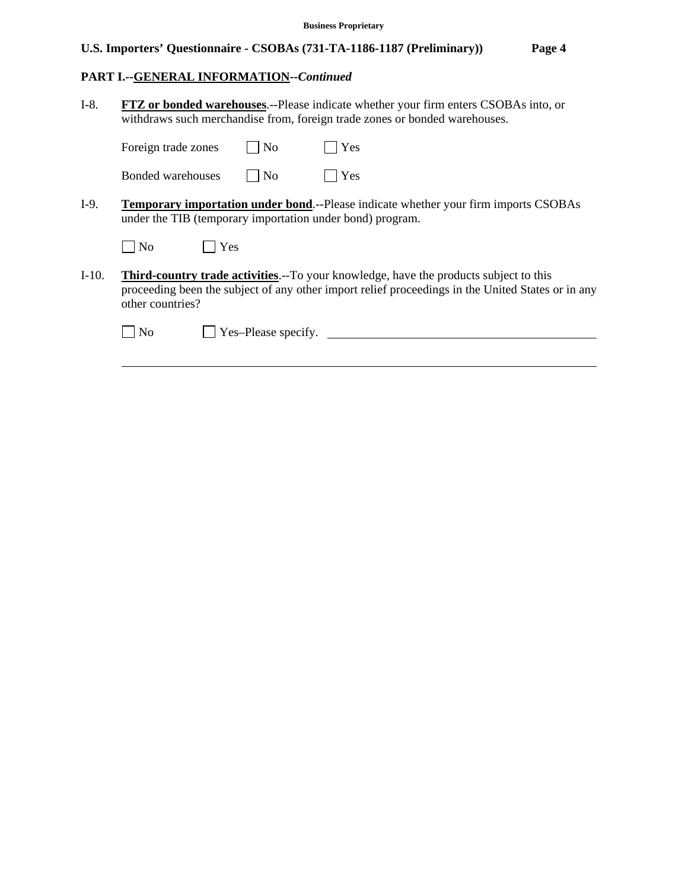## PART I.--GENERAL INFORMATION--*Continued*

I-8. **FTZ or bonded warehouses**.--Please indicate whether your firm enters CSOBAs into, or withdraws such merchandise from, foreign trade zones or bonded warehouses.

Foreign trade zones ☐ No ☐ Yes

Bonded warehouses ☐ No ☐ Yes

I-9. **Temporary importation under bond**.--Please indicate whether your firm imports CSOBAs under the TIB (temporary importation under bond) program.

☐ No ☐ Yes

I-10. **Third-country trade activities**.--To your knowledge, have the products subject to this proceeding been the subject of any other import relief proceedings in the United States or in any other countries?

☐ No ☐ Yes–Please specify. ____________________________________________

______________________________________________________________________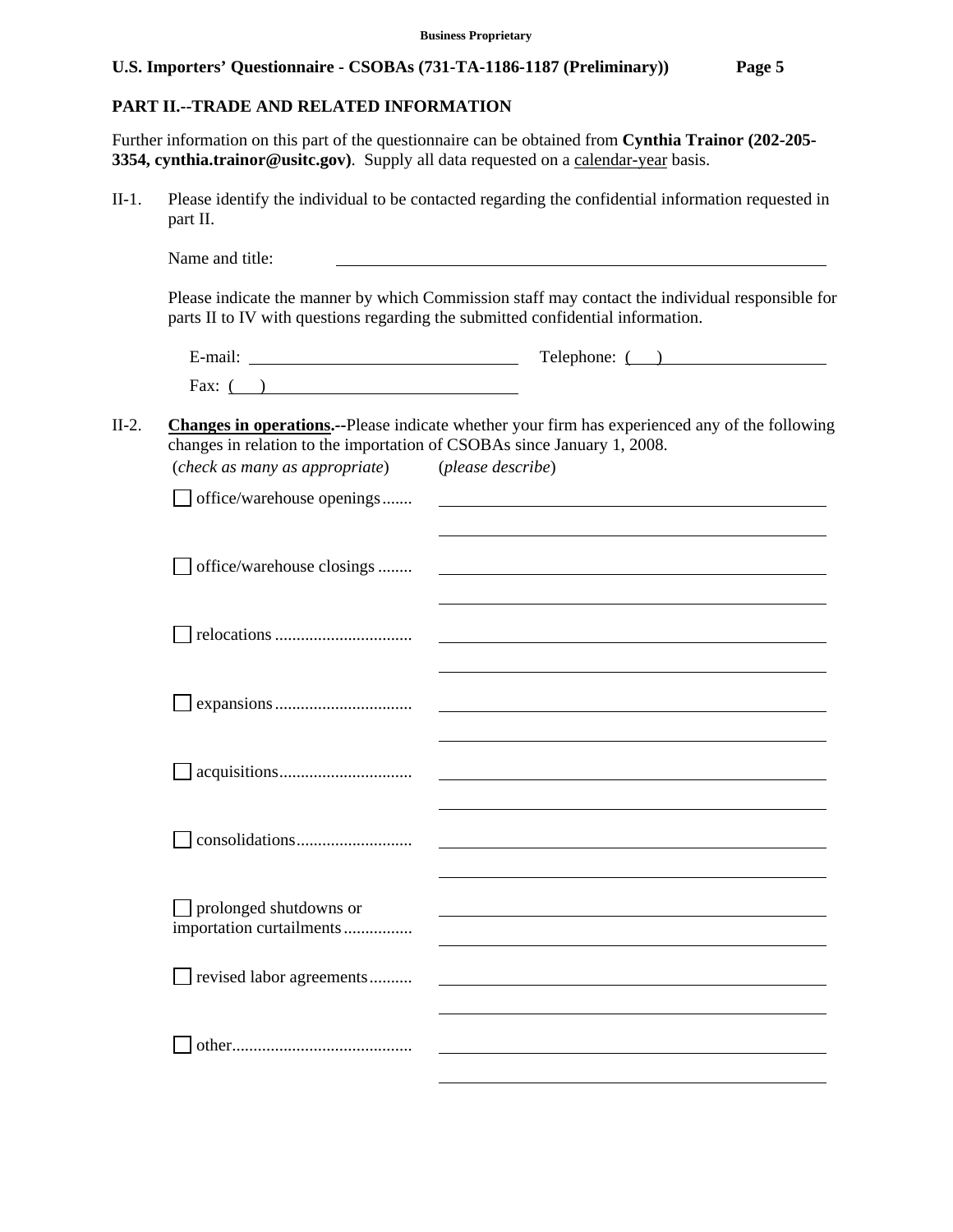## PART II.--TRADE AND RELATED INFORMATION

Further information on this part of the questionnaire can be obtained from **Cynthia Trainor (202-205-3354, cynthia.trainor@usitc.gov)**. Supply all data requested on a calendar-year basis.

II-1. Please identify the individual to be contacted regarding the confidential information requested in part II.

Name and title: ______________________________

Please indicate the manner by which Commission staff may contact the individual responsible for parts II to IV with questions regarding the submitted confidential information.

E-mail: ____________________ Telephone: (   ) ____________________

Fax: (   ) ____________________

II-2. **Changes in operations.**--Please indicate whether your firm has experienced any of the following changes in relation to the importation of CSOBAs since January 1, 2008.

(*check as many as appropriate*) (*please describe*)

- ☐ office/warehouse openings....... ______________________________
- ☐ office/warehouse closings ........ ______________________________
- ☐ relocations ................................ ______________________________
- ☐ expansions ................................ ______________________________
- ☐ acquisitions............................... ______________________________
- ☐ consolidations........................... ______________________________
- ☐ prolonged shutdowns or importation curtailments................ ______________________________
- ☐ revised labor agreements.......... ______________________________
- ☐ other.......................................... ______________________________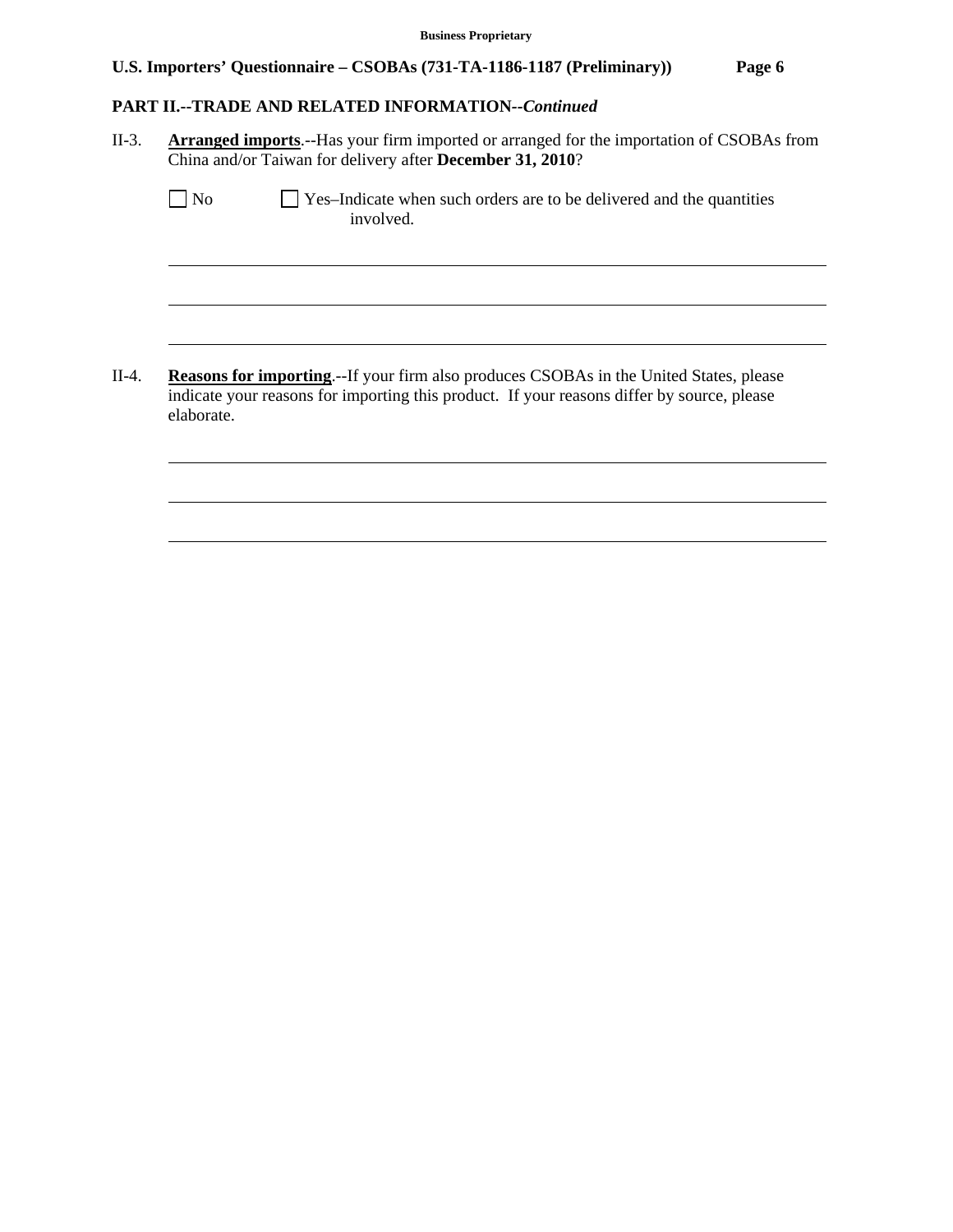## PART II.--TRADE AND RELATED INFORMATION--*Continued*

II-3. **Arranged imports**.--Has your firm imported or arranged for the importation of CSOBAs from China and/or Taiwan for delivery after **December 31, 2010**?

☐ No ☐ Yes–Indicate when such orders are to be delivered and the quantities involved.

______________________________________________________________________

______________________________________________________________________

______________________________________________________________________

II-4. **Reasons for importing**.--If your firm also produces CSOBAs in the United States, please indicate your reasons for importing this product. If your reasons differ by source, please elaborate.

______________________________________________________________________

______________________________________________________________________

______________________________________________________________________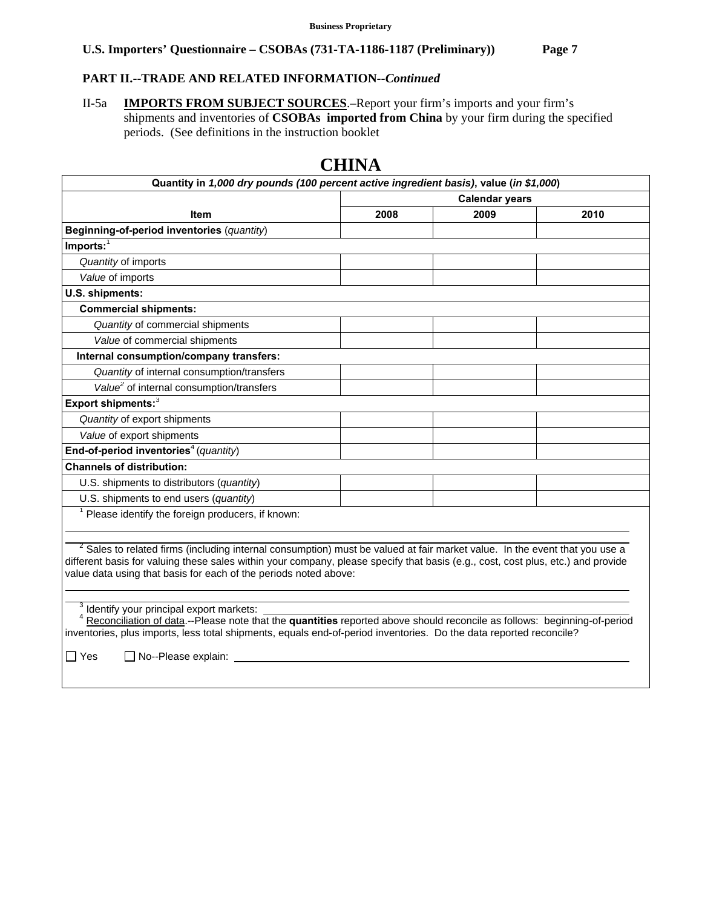**PART II.--TRADE AND RELATED INFORMATION--*Continued***

II-5a **IMPORTS FROM SUBJECT SOURCES**.–Report your firm's imports and your firm's shipments and inventories of **CSOBAs imported from China** by your firm during the specified periods. (See definitions in the instruction booklet

# CHINA

| Quantity in *1,000 dry pounds (100 percent active ingredient basis)*, value (*in $1,000*) | | | |
|---|---|---|---|
| | Calendar years | | |
| **Item** | **2008** | **2009** | **2010** |
| **Beginning-of-period inventories** (*quantity*) | | | |
| **Imports:**[1] | | | |
| *Quantity* of imports | | | |
| *Value* of imports | | | |
| **U.S. shipments:** | | | |
| **Commercial shipments:** | | | |
| *Quantity* of commercial shipments | | | |
| *Value* of commercial shipments | | | |
| **Internal consumption/company transfers:** | | | |
| *Quantity* of internal consumption/transfers | | | |
| *Value*[2] of internal consumption/transfers | | | |
| **Export shipments:**[3] | | | |
| *Quantity* of export shipments | | | |
| *Value* of export shipments | | | |
| **End-of-period inventories**[4] (*quantity*) | | | |
| **Channels of distribution:** | | | |
| U.S. shipments to distributors (*quantity*) | | | |
| U.S. shipments to end users (*quantity*) | | | |

[1] Please identify the foreign producers, if known:

[2] Sales to related firms (including internal consumption) must be valued at fair market value. In the event that you use a different basis for valuing these sales within your company, please specify that basis (e.g., cost, cost plus, etc.) and provide value data using that basis for each of the periods noted above:

[3] Identify your principal export markets:

[4] Reconciliation of data.--Please note that the **quantities** reported above should reconcile as follows: beginning-of-period inventories, plus imports, less total shipments, equals end-of-period inventories. Do the data reported reconcile?

☐ Yes ☐ No--Please explain: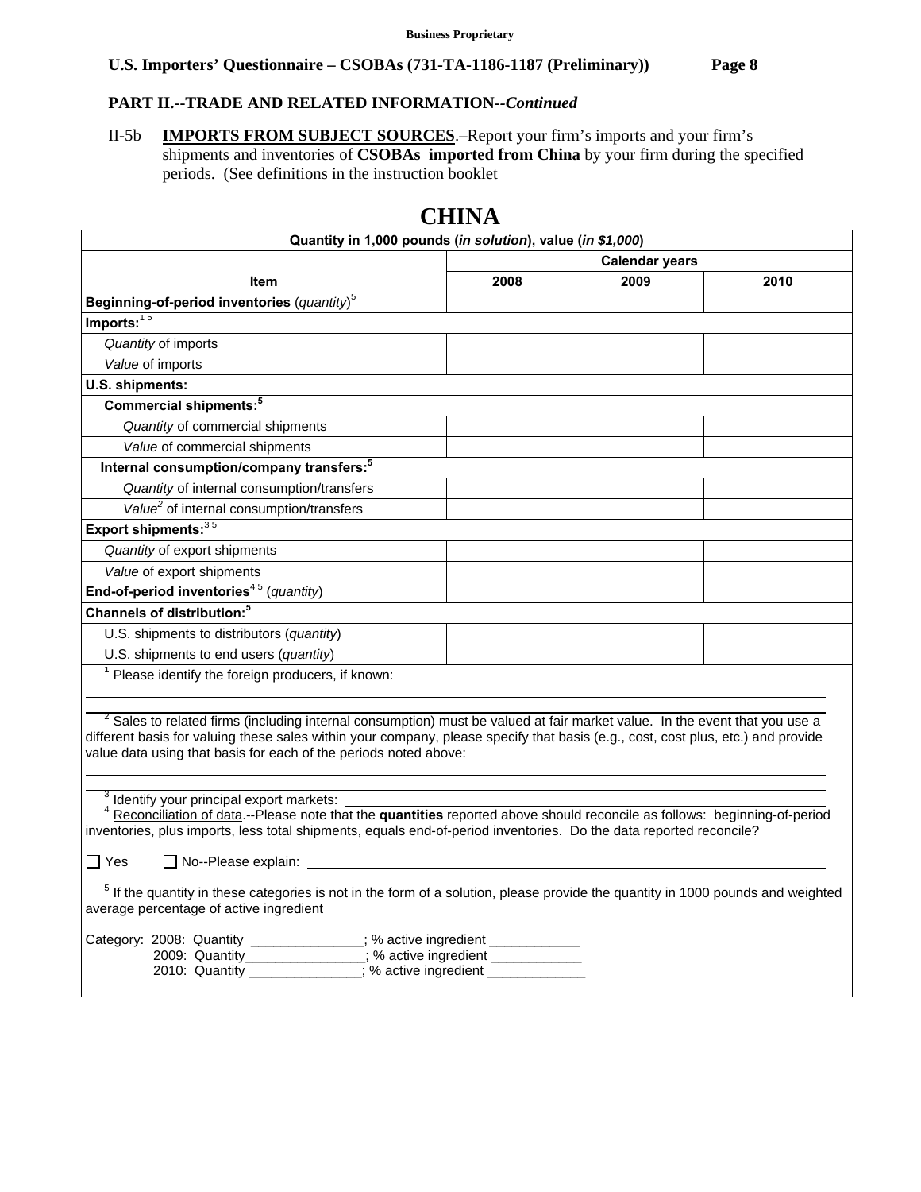**Business Proprietary**

**U.S. Importers' Questionnaire – CSOBAs (731-TA-1186-1187 (Preliminary))**

### PART II.--TRADE AND RELATED INFORMATION--*Continued*

II-5b **IMPORTS FROM SUBJECT SOURCES**.–Report your firm's imports and your firm's shipments and inventories of **CSOBAs imported from China** by your firm during the specified periods. (See definitions in the instruction booklet

## CHINA

| Quantity in 1,000 pounds (*in solution*), value (*in $1,000*) | | | |
|---|---|---|---|
| | Calendar years | | |
| **Item** | **2008** | **2009** | **2010** |
| **Beginning-of-period inventories** (*quantity*)[5] | | | |
| **Imports:**[1 5] | | | |
| *Quantity* of imports | | | |
| *Value* of imports | | | |
| **U.S. shipments:** | | | |
| **Commercial shipments:**[5] | | | |
| *Quantity* of commercial shipments | | | |
| *Value* of commercial shipments | | | |
| **Internal consumption/company transfers:**[5] | | | |
| *Quantity* of internal consumption/transfers | | | |
| *Value*[2] of internal consumption/transfers | | | |
| **Export shipments:**[3 5] | | | |
| *Quantity* of export shipments | | | |
| *Value* of export shipments | | | |
| **End-of-period inventories**[4 5] (*quantity*) | | | |
| **Channels of distribution:**[5] | | | |
| U.S. shipments to distributors (*quantity*) | | | |
| U.S. shipments to end users (*quantity*) | | | |

[1] Please identify the foreign producers, if known:

[2] Sales to related firms (including internal consumption) must be valued at fair market value. In the event that you use a different basis for valuing these sales within your company, please specify that basis (e.g., cost, cost plus, etc.) and provide value data using that basis for each of the periods noted above:

[3] Identify your principal export markets:

[4] Reconciliation of data.--Please note that the **quantities** reported above should reconcile as follows: beginning-of-period inventories, plus imports, less total shipments, equals end-of-period inventories. Do the data reported reconcile?

☐ Yes ☐ No--Please explain:

[5] If the quantity in these categories is not in the form of a solution, please provide the quantity in 1000 pounds and weighted average percentage of active ingredient

Category: 2008: Quantity _______________; % active ingredient ____________
2009: Quantity________________; % active ingredient ____________
2010: Quantity _______________; % active ingredient _____________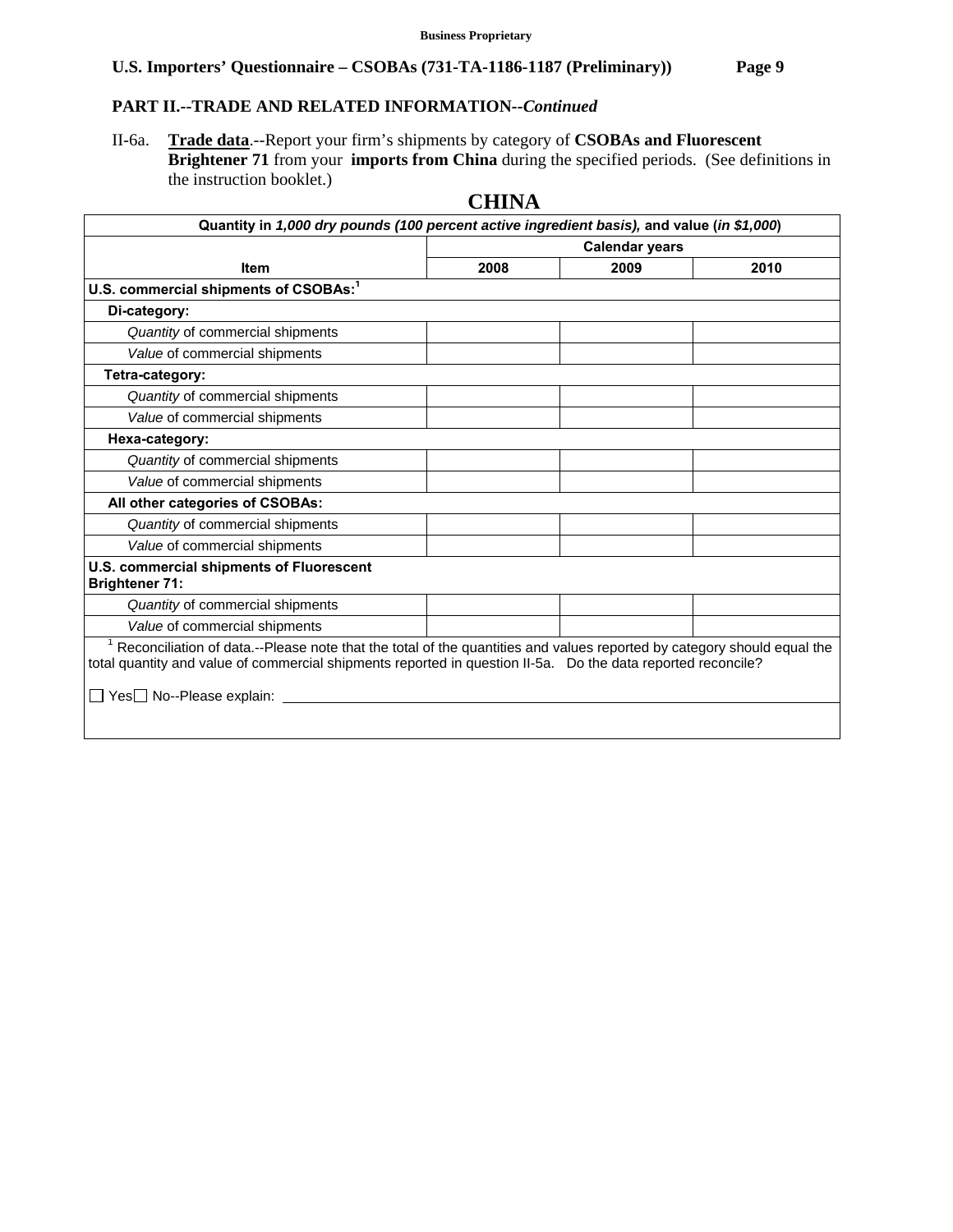**Business Proprietary**

## PART II.--TRADE AND RELATED INFORMATION--*Continued*

II-6a. **Trade data**.--Report your firm's shipments by category of **CSOBAs and Fluorescent Brightener 71** from your **imports from China** during the specified periods. (See definitions in the instruction booklet.)

### CHINA

| Quantity in *1,000 dry pounds (100 percent active ingredient basis),* and value (*in $1,000*) | | | |
|---|---|---|---|
| | Calendar years | | |
| Item | 2008 | 2009 | 2010 |
| **U.S. commercial shipments of CSOBAs:**[1] | | | |
| **Di-category:** | | | |
| *Quantity* of commercial shipments | | | |
| *Value* of commercial shipments | | | |
| **Tetra-category:** | | | |
| *Quantity* of commercial shipments | | | |
| *Value* of commercial shipments | | | |
| **Hexa-category:** | | | |
| *Quantity* of commercial shipments | | | |
| *Value* of commercial shipments | | | |
| **All other categories of CSOBAs:** | | | |
| *Quantity* of commercial shipments | | | |
| *Value* of commercial shipments | | | |
| **U.S. commercial shipments of Fluorescent Brightener 71:** | | | |
| *Quantity* of commercial shipments | | | |
| *Value* of commercial shipments | | | |

[1] Reconciliation of data.--Please note that the total of the quantities and values reported by category should equal the total quantity and value of commercial shipments reported in question II-5a. Do the data reported reconcile?

☐ Yes ☐ No--Please explain: ____________________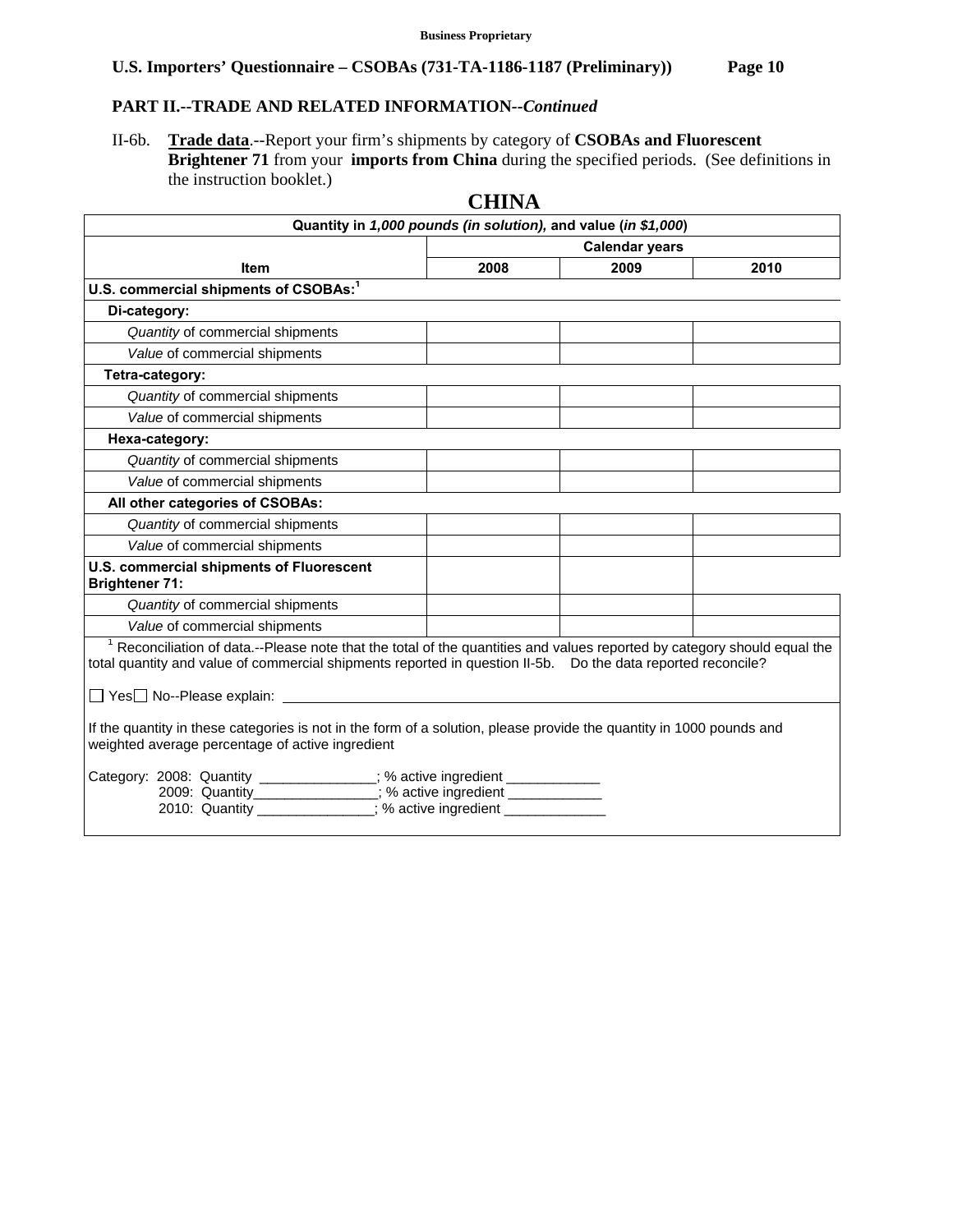**Business Proprietary**

**U.S. Importers' Questionnaire – CSOBAs (731-TA-1186-1187 (Preliminary))**

## PART II.--TRADE AND RELATED INFORMATION--*Continued*

II-6b. **Trade data**.--Report your firm's shipments by category of **CSOBAs and Fluorescent Brightener 71** from your **imports from China** during the specified periods. (See definitions in the instruction booklet.)

### CHINA

| Quantity in *1,000 pounds (in solution),* and value (*in $1,000*) | | | |
|---|---|---|---|
| | Calendar years | | |
| Item | 2008 | 2009 | 2010 |
| **U.S. commercial shipments of CSOBAs:**[1] | | | |
| **Di-category:** | | | |
| *Quantity* of commercial shipments | | | |
| *Value* of commercial shipments | | | |
| **Tetra-category:** | | | |
| *Quantity* of commercial shipments | | | |
| *Value* of commercial shipments | | | |
| **Hexa-category:** | | | |
| *Quantity* of commercial shipments | | | |
| *Value* of commercial shipments | | | |
| **All other categories of CSOBAs:** | | | |
| *Quantity* of commercial shipments | | | |
| *Value* of commercial shipments | | | |
| **U.S. commercial shipments of Fluorescent Brightener 71:** | | | |
| *Quantity* of commercial shipments | | | |
| *Value* of commercial shipments | | | |

[1] Reconciliation of data.--Please note that the total of the quantities and values reported by category should equal the total quantity and value of commercial shipments reported in question II-5b. Do the data reported reconcile?

☐ Yes ☐ No--Please explain: ____________________

If the quantity in these categories is not in the form of a solution, please provide the quantity in 1000 pounds and weighted average percentage of active ingredient

Category: 2008: Quantity _______________; % active ingredient ____________
2009: Quantity________________; % active ingredient ____________
2010: Quantity _______________; % active ingredient _____________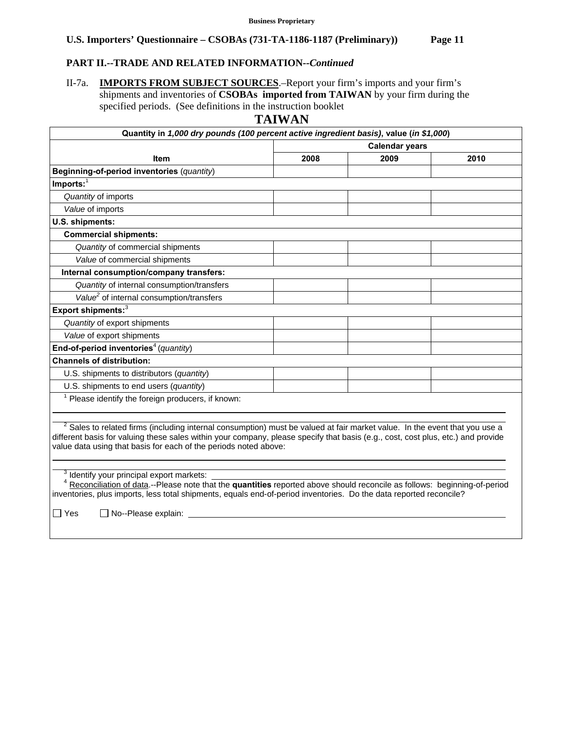**Business Proprietary**

**U.S. Importers' Questionnaire – CSOBAs (731-TA-1186-1187 (Preliminary))**

## PART II.--TRADE AND RELATED INFORMATION--*Continued*

II-7a. **IMPORTS FROM SUBJECT SOURCES**.–Report your firm's imports and your firm's shipments and inventories of **CSOBAs imported from TAIWAN** by your firm during the specified periods. (See definitions in the instruction booklet

## TAIWAN

| Quantity in *1,000 dry pounds (100 percent active ingredient basis)*, value (*in $1,000*) | | | |
|---|---|---|---|
| | Calendar years | | |
| **Item** | **2008** | **2009** | **2010** |
| **Beginning-of-period inventories** (*quantity*) | | | |
| **Imports:**[1] | | | |
| *Quantity* of imports | | | |
| *Value* of imports | | | |
| **U.S. shipments:** | | | |
| **Commercial shipments:** | | | |
| *Quantity* of commercial shipments | | | |
| *Value* of commercial shipments | | | |
| **Internal consumption/company transfers:** | | | |
| *Quantity* of internal consumption/transfers | | | |
| *Value*[2] of internal consumption/transfers | | | |
| **Export shipments:**[3] | | | |
| *Quantity* of export shipments | | | |
| *Value* of export shipments | | | |
| **End-of-period inventories**[4] (*quantity*) | | | |
| **Channels of distribution:** | | | |
| U.S. shipments to distributors (*quantity*) | | | |
| U.S. shipments to end users (*quantity*) | | | |

[1] Please identify the foreign producers, if known: \_\_\_\_\_\_\_\_\_\_\_\_\_\_\_\_\_\_\_\_

[2] Sales to related firms (including internal consumption) must be valued at fair market value. In the event that you use a different basis for valuing these sales within your company, please specify that basis (e.g., cost, cost plus, etc.) and provide value data using that basis for each of the periods noted above: \_\_\_\_\_\_\_\_\_\_\_\_\_\_\_\_\_\_\_\_

[3] Identify your principal export markets: \_\_\_\_\_\_\_\_\_\_\_\_\_\_\_\_\_\_\_\_

[4] Reconciliation of data.--Please note that the **quantities** reported above should reconcile as follows: beginning-of-period inventories, plus imports, less total shipments, equals end-of-period inventories. Do the data reported reconcile?

☐ Yes ☐ No--Please explain: \_\_\_\_\_\_\_\_\_\_\_\_\_\_\_\_\_\_\_\_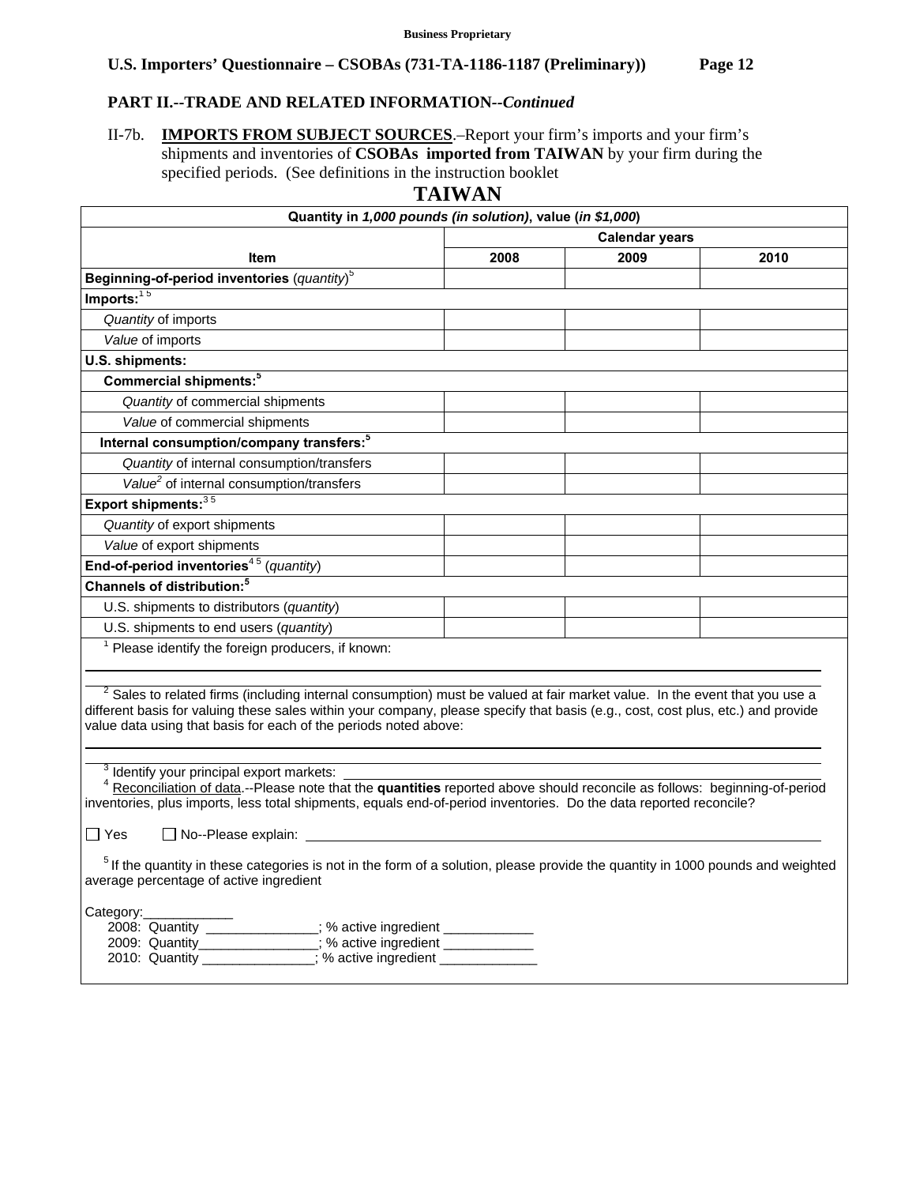**Business Proprietary**

**U.S. Importers' Questionnaire – CSOBAs (731-TA-1186-1187 (Preliminary))**

**PART II.--TRADE AND RELATED INFORMATION--*Continued***

II-7b. **IMPORTS FROM SUBJECT SOURCES**.–Report your firm's imports and your firm's shipments and inventories of **CSOBAs imported from TAIWAN** by your firm during the specified periods. (See definitions in the instruction booklet

## TAIWAN

| Quantity in *1,000 pounds (in solution)*, value (*in $1,000*) | | | |
|---|---|---|---|
| | Calendar years | | |
| **Item** | **2008** | **2009** | **2010** |
| **Beginning-of-period inventories** (*quantity*)[5] | | | |
| **Imports:**[1 5] | | | |
| *Quantity* of imports | | | |
| *Value* of imports | | | |
| **U.S. shipments:** | | | |
| **Commercial shipments:**[5] | | | |
| *Quantity* of commercial shipments | | | |
| *Value* of commercial shipments | | | |
| **Internal consumption/company transfers:**[5] | | | |
| *Quantity* of internal consumption/transfers | | | |
| *Value*[2] of internal consumption/transfers | | | |
| **Export shipments:**[3 5] | | | |
| *Quantity* of export shipments | | | |
| *Value* of export shipments | | | |
| **End-of-period inventories**[4 5] (*quantity*) | | | |
| **Channels of distribution:**[5] | | | |
| U.S. shipments to distributors (*quantity*) | | | |
| U.S. shipments to end users (*quantity*) | | | |

[1] Please identify the foreign producers, if known:

______________________________________________

[2] Sales to related firms (including internal consumption) must be valued at fair market value. In the event that you use a different basis for valuing these sales within your company, please specify that basis (e.g., cost, cost plus, etc.) and provide value data using that basis for each of the periods noted above:

______________________________________________

[3] Identify your principal export markets: ______________________________________________

[4] Reconciliation of data.--Please note that the **quantities** reported above should reconcile as follows: beginning-of-period inventories, plus imports, less total shipments, equals end-of-period inventories. Do the data reported reconcile?

☐ Yes ☐ No--Please explain: ______________________________________________

[5] If the quantity in these categories is not in the form of a solution, please provide the quantity in 1000 pounds and weighted average percentage of active ingredient

Category:____________

2008: Quantity _______________; % active ingredient ____________

2009: Quantity________________; % active ingredient ____________

2010: Quantity _______________; % active ingredient _____________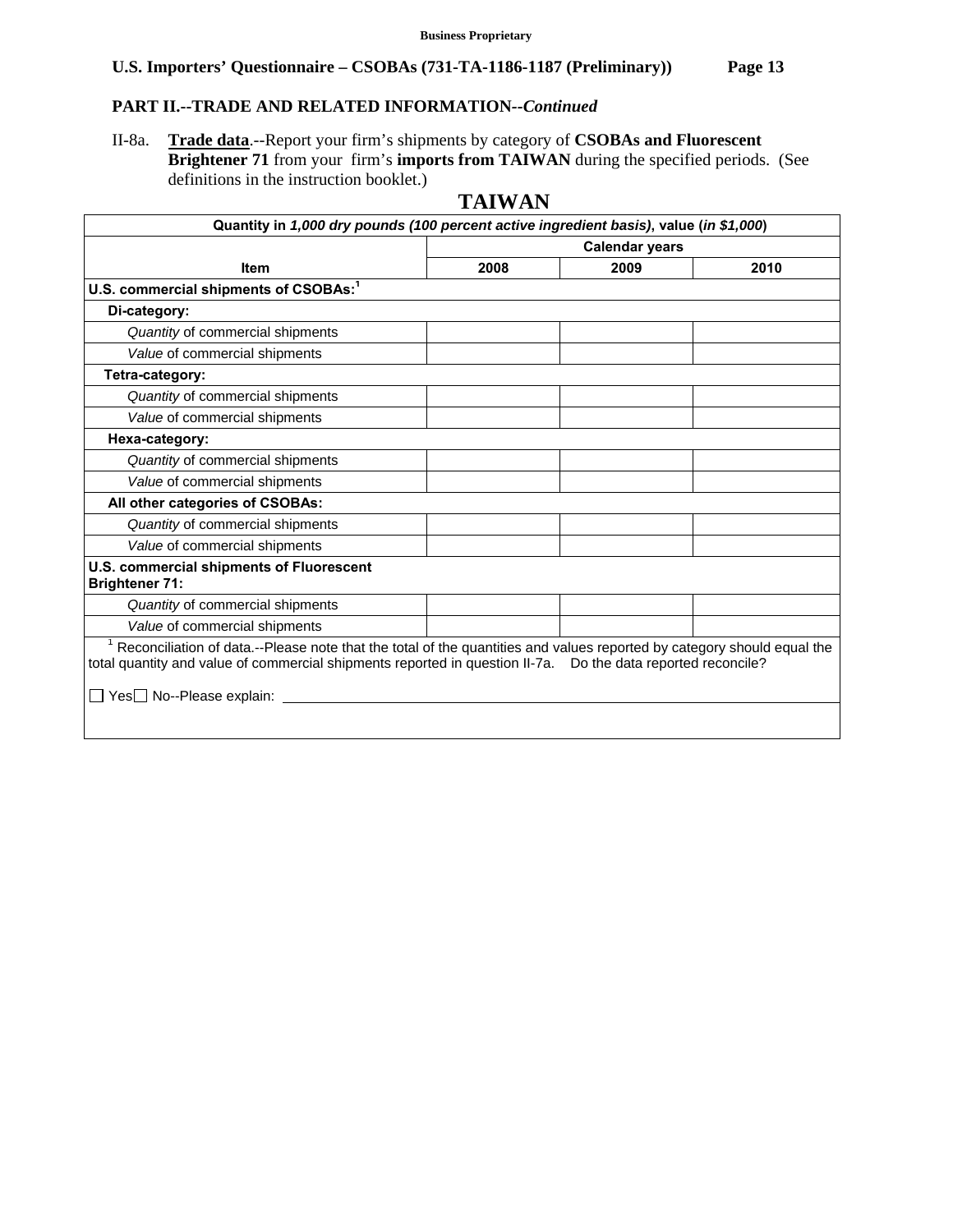**Business Proprietary**

**U.S. Importers' Questionnaire – CSOBAs (731-TA-1186-1187 (Preliminary))**

## PART II.--TRADE AND RELATED INFORMATION--*Continued*

II-8a. **Trade data**.--Report your firm's shipments by category of **CSOBAs and Fluorescent Brightener 71** from your firm's **imports from TAIWAN** during the specified periods. (See definitions in the instruction booklet.)

**TAIWAN**

| Quantity in *1,000 dry pounds (100 percent active ingredient basis)*, value (*in $1,000*) | | | |
|---|---|---|---|
| | Calendar years | | |
| Item | 2008 | 2009 | 2010 |
| **U.S. commercial shipments of CSOBAs:**[1] | | | |
| **Di-category:** | | | |
| *Quantity* of commercial shipments | | | |
| *Value* of commercial shipments | | | |
| **Tetra-category:** | | | |
| *Quantity* of commercial shipments | | | |
| *Value* of commercial shipments | | | |
| **Hexa-category:** | | | |
| *Quantity* of commercial shipments | | | |
| *Value* of commercial shipments | | | |
| **All other categories of CSOBAs:** | | | |
| *Quantity* of commercial shipments | | | |
| *Value* of commercial shipments | | | |
| **U.S. commercial shipments of Fluorescent Brightener 71:** | | | |
| *Quantity* of commercial shipments | | | |
| *Value* of commercial shipments | | | |

[1] Reconciliation of data.--Please note that the total of the quantities and values reported by category should equal the total quantity and value of commercial shipments reported in question II-7a. Do the data reported reconcile?

☐ Yes ☐ No--Please explain: ____________________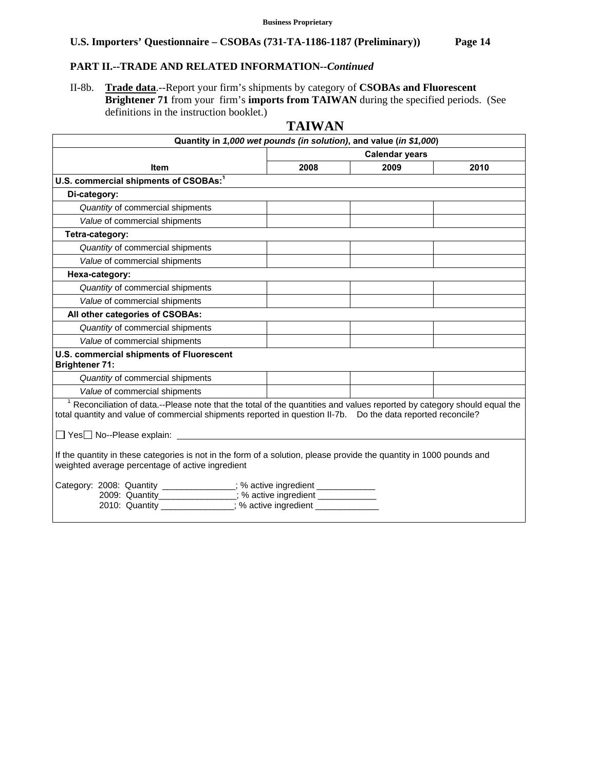**Business Proprietary**

**U.S. Importers' Questionnaire – CSOBAs (731-TA-1186-1187 (Preliminary))**

**PART II.--TRADE AND RELATED INFORMATION--*Continued***

II-8b. **Trade data**.--Report your firm's shipments by category of **CSOBAs and Fluorescent Brightener 71** from your firm's **imports from TAIWAN** during the specified periods. (See definitions in the instruction booklet.)

## TAIWAN

| Quantity in *1,000 wet pounds (in solution)*, and value (*in $1,000*) | | | |
|---|---|---|---|
| | Calendar years | | |
| **Item** | **2008** | **2009** | **2010** |
| **U.S. commercial shipments of CSOBAs:**[1] | | | |
| **Di-category:** | | | |
| *Quantity* of commercial shipments | | | |
| *Value* of commercial shipments | | | |
| **Tetra-category:** | | | |
| *Quantity* of commercial shipments | | | |
| *Value* of commercial shipments | | | |
| **Hexa-category:** | | | |
| *Quantity* of commercial shipments | | | |
| *Value* of commercial shipments | | | |
| **All other categories of CSOBAs:** | | | |
| *Quantity* of commercial shipments | | | |
| *Value* of commercial shipments | | | |
| **U.S. commercial shipments of Fluorescent Brightener 71:** | | | |
| *Quantity* of commercial shipments | | | |
| *Value* of commercial shipments | | | |

[1] Reconciliation of data.--Please note that the total of the quantities and values reported by category should equal the total quantity and value of commercial shipments reported in question II-7b. Do the data reported reconcile?

☐ Yes ☐ No--Please explain: ____________________

If the quantity in these categories is not in the form of a solution, please provide the quantity in 1000 pounds and weighted average percentage of active ingredient

Category: 2008: Quantity _______________; % active ingredient ____________
2009: Quantity________________; % active ingredient ____________
2010: Quantity _______________; % active ingredient _____________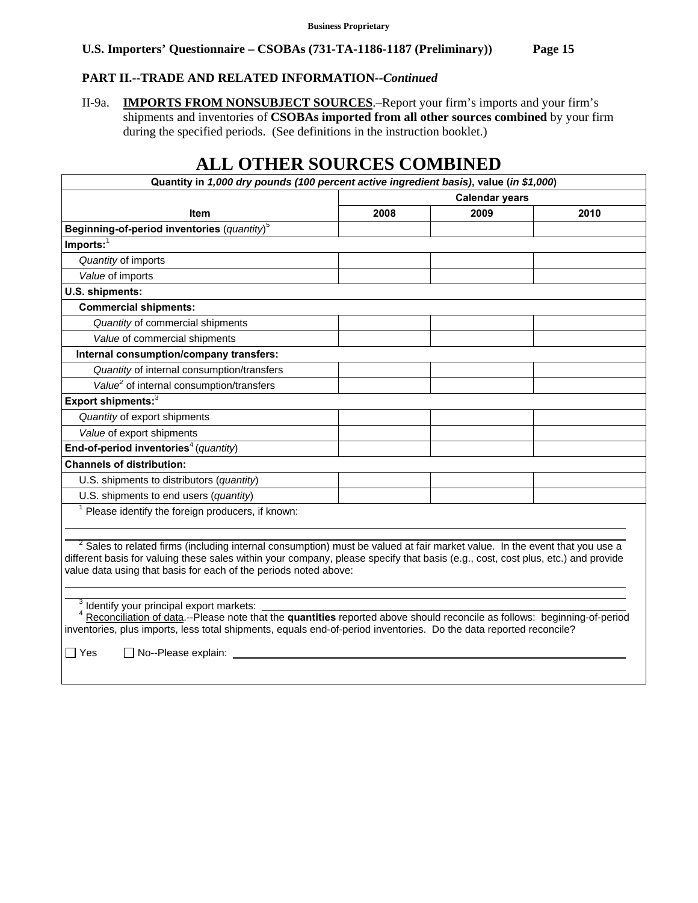**Business Proprietary**

**U.S. Importers' Questionnaire – CSOBAs (731-TA-1186-1187 (Preliminary))**

**PART II.--TRADE AND RELATED INFORMATION--*Continued***

II-9a. **IMPORTS FROM NONSUBJECT SOURCES**.–Report your firm's imports and your firm's shipments and inventories of **CSOBAs imported from all other sources combined** by your firm during the specified periods. (See definitions in the instruction booklet.)

# ALL OTHER SOURCES COMBINED

| Quantity in *1,000 dry pounds (100 percent active ingredient basis)*, value (*in $1,000*) | | | |
|---|---|---|---|
| | Calendar years | | |
| **Item** | **2008** | **2009** | **2010** |
| **Beginning-of-period inventories** (*quantity*)[5] | | | |
| **Imports:**[1] | | | |
| *Quantity* of imports | | | |
| *Value* of imports | | | |
| **U.S. shipments:** | | | |
| **Commercial shipments:** | | | |
| *Quantity* of commercial shipments | | | |
| *Value* of commercial shipments | | | |
| **Internal consumption/company transfers:** | | | |
| *Quantity* of internal consumption/transfers | | | |
| *Value*[2] of internal consumption/transfers | | | |
| **Export shipments:**[3] | | | |
| *Quantity* of export shipments | | | |
| *Value* of export shipments | | | |
| **End-of-period inventories**[4] (*quantity*) | | | |
| **Channels of distribution:** | | | |
| U.S. shipments to distributors (*quantity*) | | | |
| U.S. shipments to end users (*quantity*) | | | |

[1] Please identify the foreign producers, if known:

[2] Sales to related firms (including internal consumption) must be valued at fair market value. In the event that you use a different basis for valuing these sales within your company, please specify that basis (e.g., cost, cost plus, etc.) and provide value data using that basis for each of the periods noted above:

[3] Identify your principal export markets:

[4] Reconciliation of data.--Please note that the **quantities** reported above should reconcile as follows: beginning-of-period inventories, plus imports, less total shipments, equals end-of-period inventories. Do the data reported reconcile?

☐ Yes ☐ No--Please explain: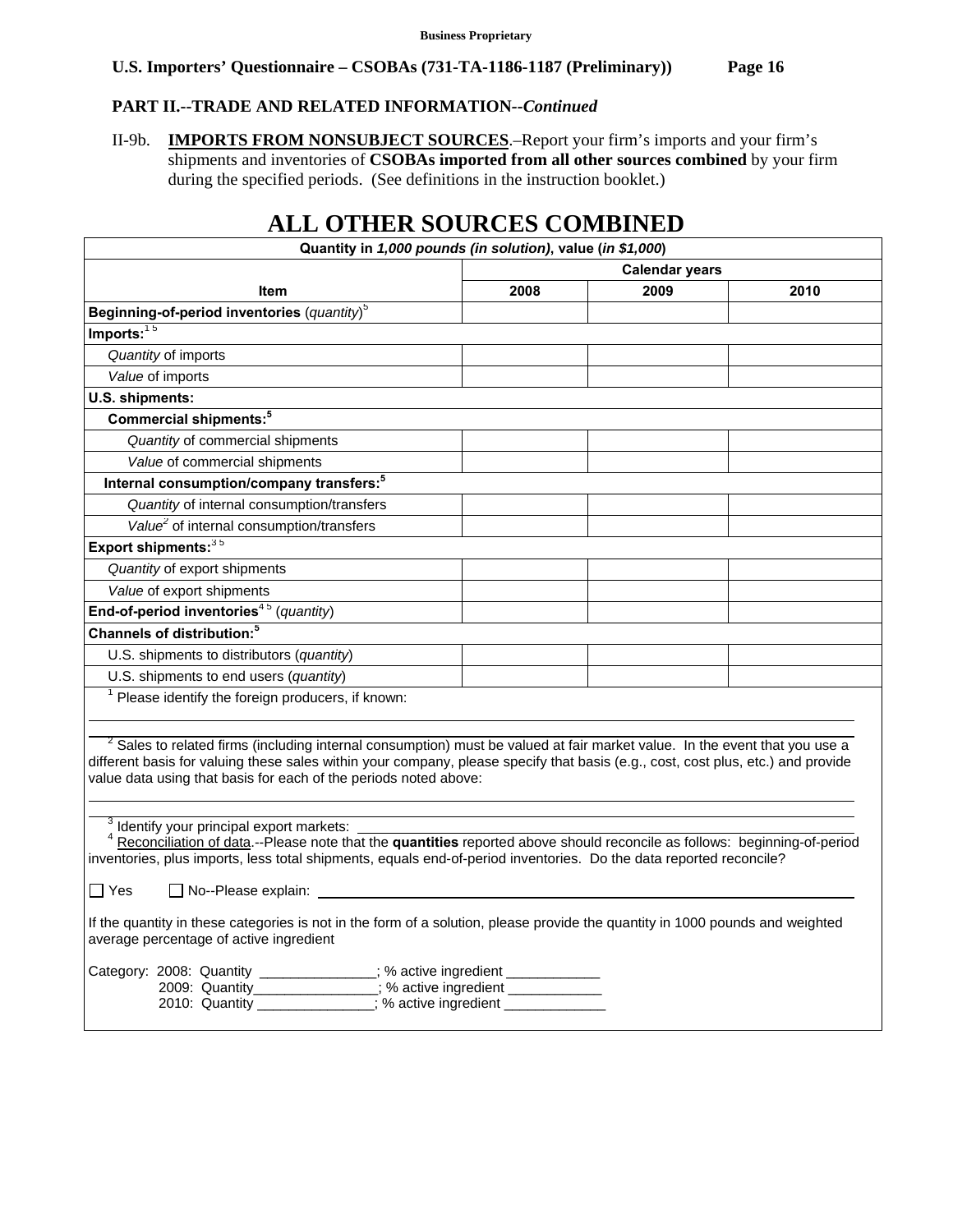**Business Proprietary**

**U.S. Importers' Questionnaire – CSOBAs (731-TA-1186-1187 (Preliminary)) Page 16**

**PART II.--TRADE AND RELATED INFORMATION--*Continued***

II-9b. **IMPORTS FROM NONSUBJECT SOURCES**.–Report your firm's imports and your firm's shipments and inventories of **CSOBAs imported from all other sources combined** by your firm during the specified periods. (See definitions in the instruction booklet.)

# ALL OTHER SOURCES COMBINED

| Quantity in *1,000 pounds (in solution)*, value (*in $1,000*) | | | |
|---|---|---|---|
| | Calendar years | | |
| **Item** | **2008** | **2009** | **2010** |
| **Beginning-of-period inventories** (*quantity*)[5] | | | |
| **Imports:**[1 5] | | | |
| *Quantity* of imports | | | |
| *Value* of imports | | | |
| **U.S. shipments:** | | | |
| **Commercial shipments:**[5] | | | |
| *Quantity* of commercial shipments | | | |
| *Value* of commercial shipments | | | |
| **Internal consumption/company transfers:**[5] | | | |
| *Quantity* of internal consumption/transfers | | | |
| *Value*[2] of internal consumption/transfers | | | |
| **Export shipments:**[3 5] | | | |
| *Quantity* of export shipments | | | |
| *Value* of export shipments | | | |
| **End-of-period inventories**[4 5] (*quantity*) | | | |
| **Channels of distribution:**[5] | | | |
| U.S. shipments to distributors (*quantity*) | | | |
| U.S. shipments to end users (*quantity*) | | | |

[1] Please identify the foreign producers, if known: ______________________________

[2] Sales to related firms (including internal consumption) must be valued at fair market value. In the event that you use a different basis for valuing these sales within your company, please specify that basis (e.g., cost, cost plus, etc.) and provide value data using that basis for each of the periods noted above: ______________________________

[3] Identify your principal export markets: ______________________________

[4] Reconciliation of data.--Please note that the **quantities** reported above should reconcile as follows: beginning-of-period inventories, plus imports, less total shipments, equals end-of-period inventories. Do the data reported reconcile?

☐ Yes ☐ No--Please explain: ______________________________

If the quantity in these categories is not in the form of a solution, please provide the quantity in 1000 pounds and weighted average percentage of active ingredient

Category: 2008: Quantity ______________; % active ingredient ____________
2009: Quantity_______________; % active ingredient ____________
2010: Quantity ______________; % active ingredient _____________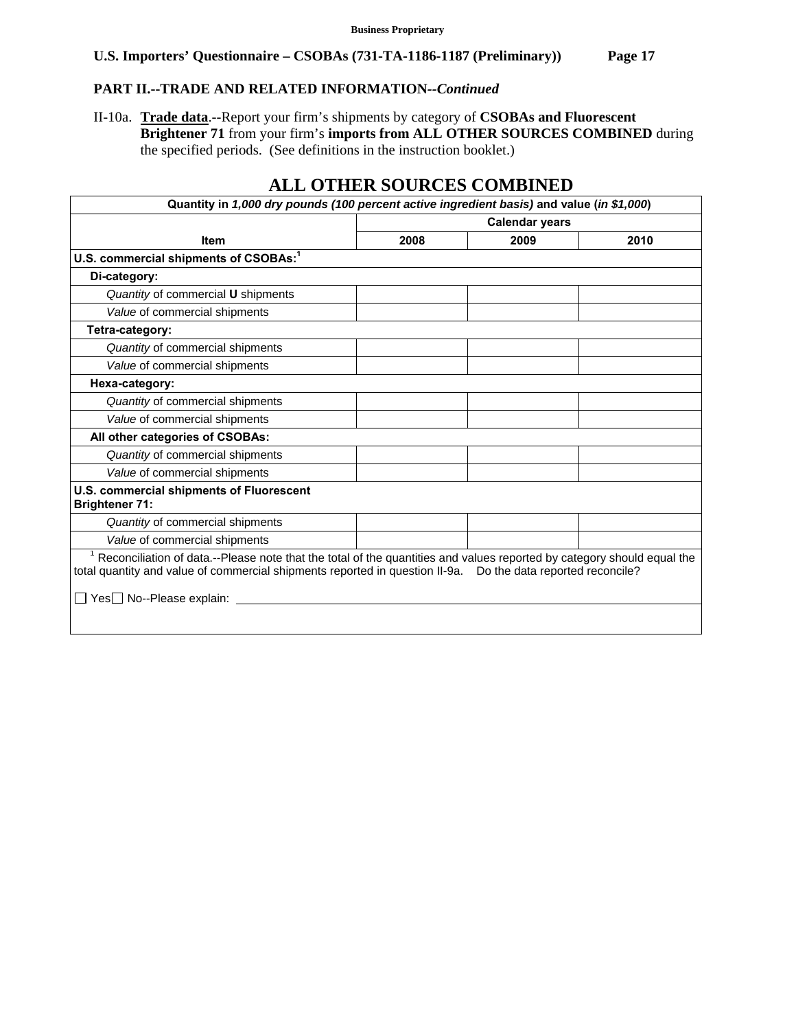**Business Proprietary**

**U.S. Importers' Questionnaire – CSOBAs (731-TA-1186-1187 (Preliminary))**

**PART II.--TRADE AND RELATED INFORMATION--*Continued***

II-10a. **Trade data**.--Report your firm's shipments by category of **CSOBAs and Fluorescent Brightener 71** from your firm's **imports from ALL OTHER SOURCES COMBINED** during the specified periods. (See definitions in the instruction booklet.)

## ALL OTHER SOURCES COMBINED

| Quantity in *1,000 dry pounds (100 percent active ingredient basis)* and value (*in $1,000*) | | | |
|---|---|---|---|
| | Calendar years | | |
| **Item** | **2008** | **2009** | **2010** |
| **U.S. commercial shipments of CSOBAs:**[1] | | | |
| **Di-category:** | | | |
| *Quantity* of commercial **U** shipments | | | |
| *Value* of commercial shipments | | | |
| **Tetra-category:** | | | |
| *Quantity* of commercial shipments | | | |
| *Value* of commercial shipments | | | |
| **Hexa-category:** | | | |
| *Quantity* of commercial shipments | | | |
| *Value* of commercial shipments | | | |
| **All other categories of CSOBAs:** | | | |
| *Quantity* of commercial shipments | | | |
| *Value* of commercial shipments | | | |
| **U.S. commercial shipments of Fluorescent Brightener 71:** | | | |
| *Quantity* of commercial shipments | | | |
| *Value* of commercial shipments | | | |

[1] Reconciliation of data.--Please note that the total of the quantities and values reported by category should equal the total quantity and value of commercial shipments reported in question II-9a. Do the data reported reconcile?

☐ Yes ☐ No--Please explain: ____________________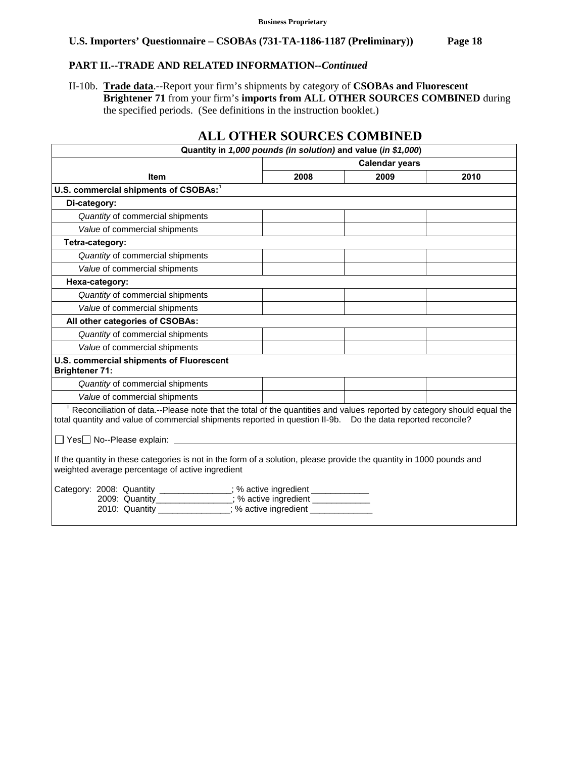**Business Proprietary**

**U.S. Importers' Questionnaire – CSOBAs (731-TA-1186-1187 (Preliminary))**

**PART II.--TRADE AND RELATED INFORMATION--*Continued***

II-10b. **Trade data**.--Report your firm's shipments by category of **CSOBAs and Fluorescent Brightener 71** from your firm's **imports from ALL OTHER SOURCES COMBINED** during the specified periods. (See definitions in the instruction booklet.)

## ALL OTHER SOURCES COMBINED

| Quantity in *1,000 pounds (in solution)* and value (*in $1,000*) | | | |
|---|---|---|---|
| | Calendar years | | |
| **Item** | **2008** | **2009** | **2010** |
| **U.S. commercial shipments of CSOBAs:**[1] | | | |
| **Di-category:** | | | |
| *Quantity* of commercial shipments | | | |
| *Value* of commercial shipments | | | |
| **Tetra-category:** | | | |
| *Quantity* of commercial shipments | | | |
| *Value* of commercial shipments | | | |
| **Hexa-category:** | | | |
| *Quantity* of commercial shipments | | | |
| *Value* of commercial shipments | | | |
| **All other categories of CSOBAs:** | | | |
| *Quantity* of commercial shipments | | | |
| *Value* of commercial shipments | | | |
| **U.S. commercial shipments of Fluorescent Brightener 71:** | | | |
| *Quantity* of commercial shipments | | | |
| *Value* of commercial shipments | | | |

[1] Reconciliation of data.--Please note that the total of the quantities and values reported by category should equal the total quantity and value of commercial shipments reported in question II-9b. Do the data reported reconcile?

☐ Yes ☐ No--Please explain: ____________________________________________

If the quantity in these categories is not in the form of a solution, please provide the quantity in 1000 pounds and weighted average percentage of active ingredient

Category: 2008: Quantity ______________; % active ingredient ____________
2009: Quantity________________; % active ingredient ____________
2010: Quantity ______________; % active ingredient _____________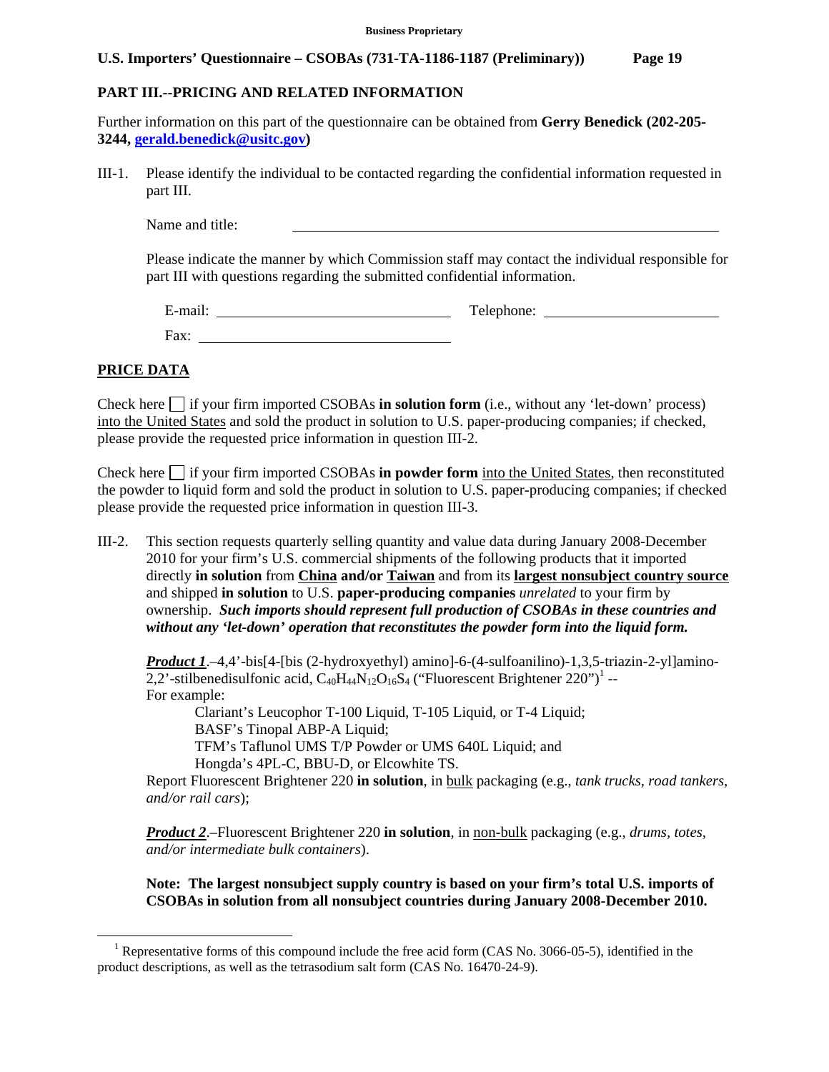## PART III.--PRICING AND RELATED INFORMATION

Further information on this part of the questionnaire can be obtained from **Gerry Benedick (202-205-3244, gerald.benedick@usitc.gov)**

III-1. Please identify the individual to be contacted regarding the confidential information requested in part III.

Name and title: ______________________________

Please indicate the manner by which Commission staff may contact the individual responsible for part III with questions regarding the submitted confidential information.

E-mail: ____________________ Telephone: ____________________

Fax: ____________________

## PRICE DATA

Check here ☐ if your firm imported CSOBAs **in solution form** (i.e., without any 'let-down' process) into the United States and sold the product in solution to U.S. paper-producing companies; if checked, please provide the requested price information in question III-2.

Check here ☐ if your firm imported CSOBAs **in powder form** into the United States, then reconstituted the powder to liquid form and sold the product in solution to U.S. paper-producing companies; if checked please provide the requested price information in question III-3.

III-2. This section requests quarterly selling quantity and value data during January 2008-December 2010 for your firm's U.S. commercial shipments of the following products that it imported directly **in solution** from **China and/or Taiwan** and from its **largest nonsubject country source** and shipped **in solution** to U.S. **paper-producing companies** *unrelated* to your firm by ownership. ***Such imports should represent full production of CSOBAs in these countries and without any 'let-down' operation that reconstitutes the powder form into the liquid form.***

***Product 1***.–4,4'-bis[4-[bis (2-hydroxyethyl) amino]-6-(4-sulfoanilino)-1,3,5-triazin-2-yl]amino-2,2'-stilbenedisulfonic acid, $C_{40}H_{44}N_{12}O_{16}S_4$ ("Fluorescent Brightener 220")[1] --
For example:

Clariant's Leucophor T-100 Liquid, T-105 Liquid, or T-4 Liquid;
BASF's Tinopal ABP-A Liquid;
TFM's Taflunol UMS T/P Powder or UMS 640L Liquid; and
Hongda's 4PL-C, BBU-D, or Elcowhite TS.

Report Fluorescent Brightener 220 **in solution**, in bulk packaging (e.g., *tank trucks, road tankers, and/or rail cars*);

***Product 2***.–Fluorescent Brightener 220 **in solution**, in non-bulk packaging (e.g., *drums, totes, and/or intermediate bulk containers*).

**Note: The largest nonsubject supply country is based on your firm's total U.S. imports of CSOBAs in solution from all nonsubject countries during January 2008-December 2010.**

---

[1] Representative forms of this compound include the free acid form (CAS No. 3066-05-5), identified in the product descriptions, as well as the tetrasodium salt form (CAS No. 16470-24-9).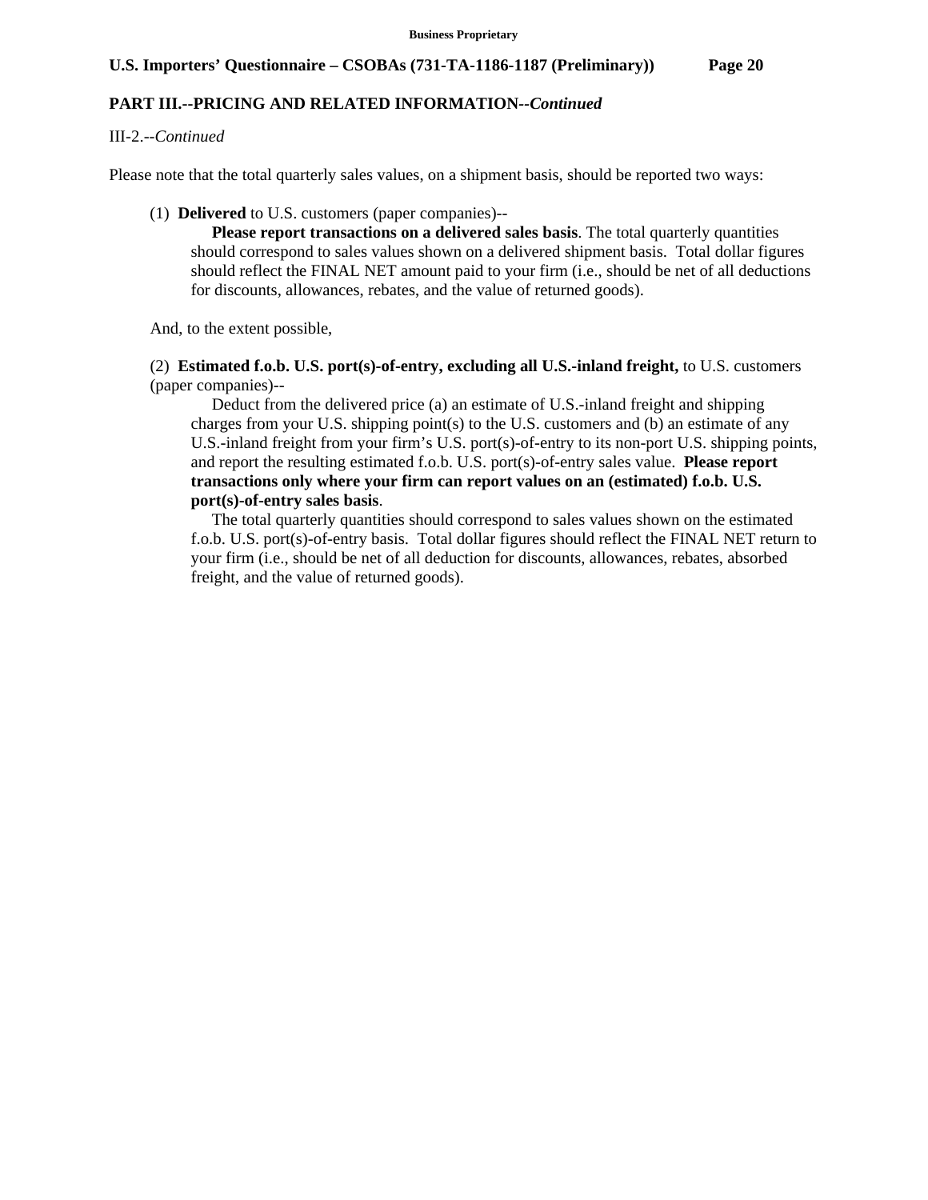**PART III.--PRICING AND RELATED INFORMATION--*Continued***

III-2.--*Continued*

Please note that the total quarterly sales values, on a shipment basis, should be reported two ways:

(1) **Delivered** to U.S. customers (paper companies)--

**Please report transactions on a delivered sales basis**. The total quarterly quantities should correspond to sales values shown on a delivered shipment basis. Total dollar figures should reflect the FINAL NET amount paid to your firm (i.e., should be net of all deductions for discounts, allowances, rebates, and the value of returned goods).

And, to the extent possible,

(2) **Estimated f.o.b. U.S. port(s)-of-entry, excluding all U.S.-inland freight,** to U.S. customers (paper companies)--

Deduct from the delivered price (a) an estimate of U.S.-inland freight and shipping charges from your U.S. shipping point(s) to the U.S. customers and (b) an estimate of any U.S.-inland freight from your firm's U.S. port(s)-of-entry to its non-port U.S. shipping points, and report the resulting estimated f.o.b. U.S. port(s)-of-entry sales value. **Please report transactions only where your firm can report values on an (estimated) f.o.b. U.S. port(s)-of-entry sales basis**.

The total quarterly quantities should correspond to sales values shown on the estimated f.o.b. U.S. port(s)-of-entry basis. Total dollar figures should reflect the FINAL NET return to your firm (i.e., should be net of all deduction for discounts, allowances, rebates, absorbed freight, and the value of returned goods).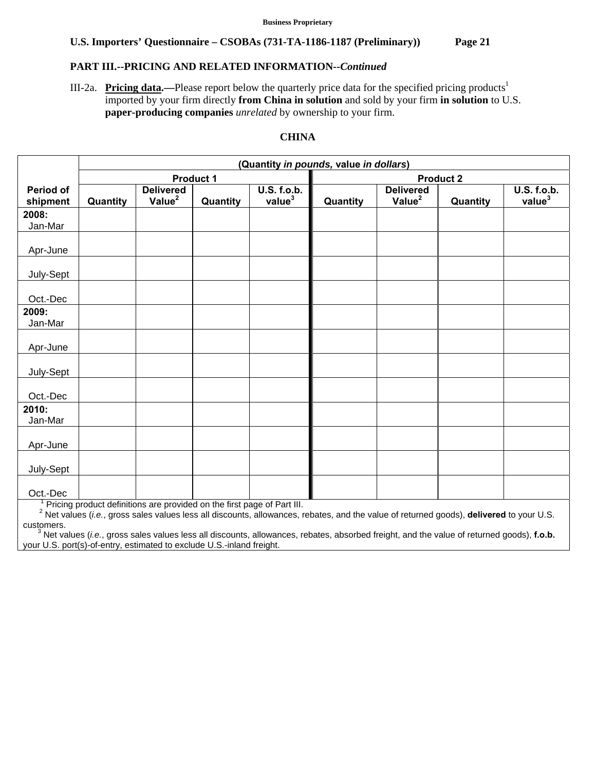**Business Proprietary**

**U.S. Importers' Questionnaire – CSOBAs (731-TA-1186-1187 (Preliminary))**

## PART III.--PRICING AND RELATED INFORMATION--*Continued*

III-2a. **Pricing data.—**Please report below the quarterly price data for the specified pricing products[1] imported by your firm directly **from China in solution** and sold by your firm **in solution** to U.S. **paper-producing companies** *unrelated* by ownership to your firm.

### CHINA

| Period of shipment | (Quantity *in pounds*, value *in dollars*) | | | | | | | |
|---|---|---|---|---|---|---|---|---|
| | Product 1 | | | | Product 2 | | | |
| | Quantity | Delivered Value[2] | Quantity | U.S. f.o.b. value[3] | Quantity | Delivered Value[2] | Quantity | U.S. f.o.b. value[3] |
| **2008:** Jan-Mar | | | | | | | | |
| Apr-June | | | | | | | | |
| July-Sept | | | | | | | | |
| Oct.-Dec | | | | | | | | |
| **2009:** Jan-Mar | | | | | | | | |
| Apr-June | | | | | | | | |
| July-Sept | | | | | | | | |
| Oct.-Dec | | | | | | | | |
| **2010:** Jan-Mar | | | | | | | | |
| Apr-June | | | | | | | | |
| July-Sept | | | | | | | | |
| Oct.-Dec | | | | | | | | |

[1] Pricing product definitions are provided on the first page of Part III.
[2] Net values (*i.e.*, gross sales values less all discounts, allowances, rebates, and the value of returned goods), **delivered** to your U.S. customers.
[3] Net values (*i.e.*, gross sales values less all discounts, allowances, rebates, absorbed freight, and the value of returned goods), **f.o.b.** your U.S. port(s)-of-entry, estimated to exclude U.S.-inland freight.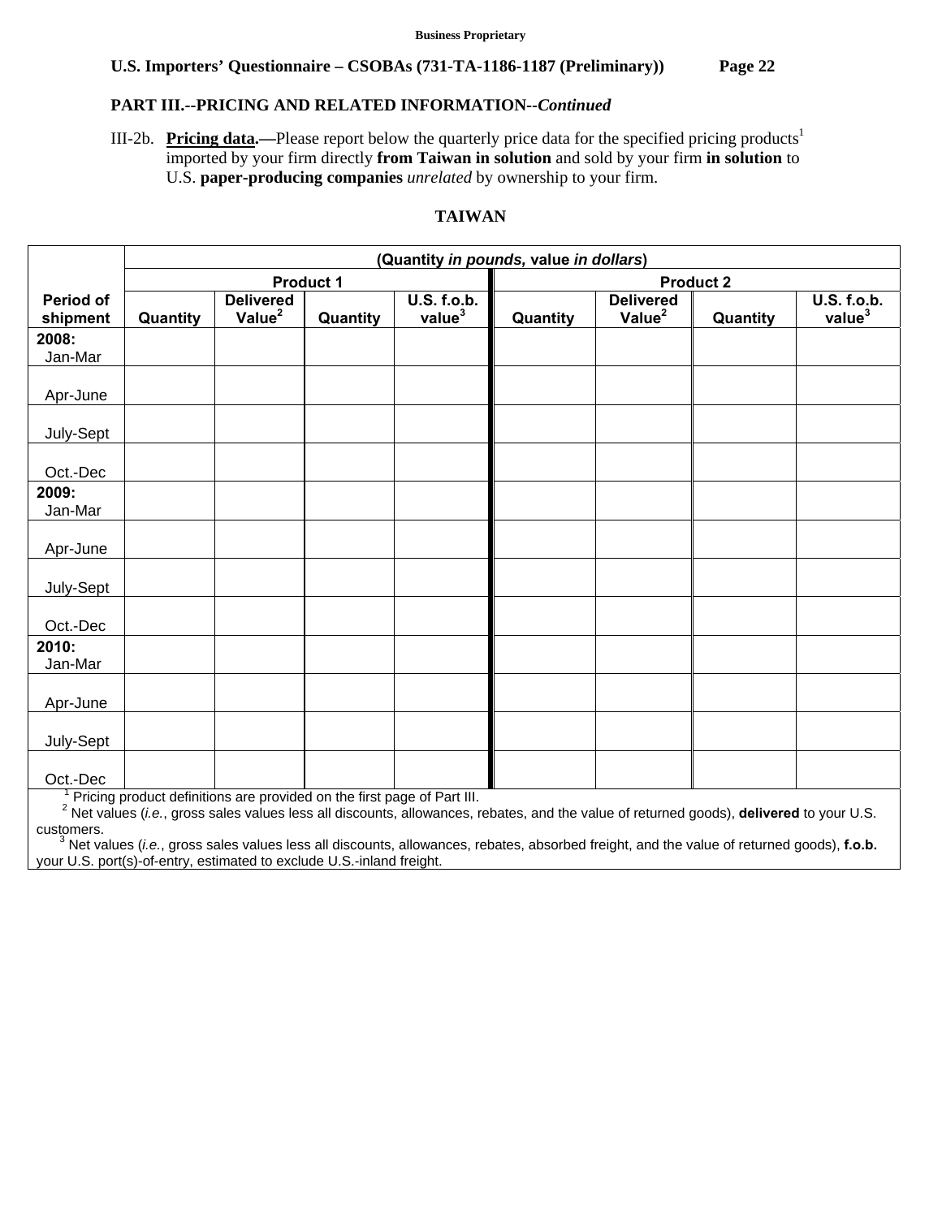Business Proprietary

**U.S. Importers' Questionnaire – CSOBAs (731-TA-1186-1187 (Preliminary))**

**PART III.--PRICING AND RELATED INFORMATION--*Continued***

III-2b. **Pricing data.—**Please report below the quarterly price data for the specified pricing products[1] imported by your firm directly **from Taiwan in solution** and sold by your firm **in solution** to U.S. **paper-producing companies** *unrelated* by ownership to your firm.

**TAIWAN**

| | (Quantity *in pounds*, value *in dollars*) | | | | | | | |
|---|---|---|---|---|---|---|---|---|
| | Product 1 | | | | Product 2 | | | |
| Period of shipment | Quantity | Delivered Value[2] | Quantity | U.S. f.o.b. value[3] | Quantity | Delivered Value[2] | Quantity | U.S. f.o.b. value[3] |
| **2008:** Jan-Mar | | | | | | | | |
| Apr-June | | | | | | | | |
| July-Sept | | | | | | | | |
| Oct.-Dec | | | | | | | | |
| **2009:** Jan-Mar | | | | | | | | |
| Apr-June | | | | | | | | |
| July-Sept | | | | | | | | |
| Oct.-Dec | | | | | | | | |
| **2010:** Jan-Mar | | | | | | | | |
| Apr-June | | | | | | | | |
| July-Sept | | | | | | | | |
| Oct.-Dec | | | | | | | | |

[1] Pricing product definitions are provided on the first page of Part III.
[2] Net values (*i.e.*, gross sales values less all discounts, allowances, rebates, and the value of returned goods), **delivered** to your U.S. customers.
[3] Net values (*i.e.*, gross sales values less all discounts, allowances, rebates, absorbed freight, and the value of returned goods), **f.o.b.** your U.S. port(s)-of-entry, estimated to exclude U.S.-inland freight.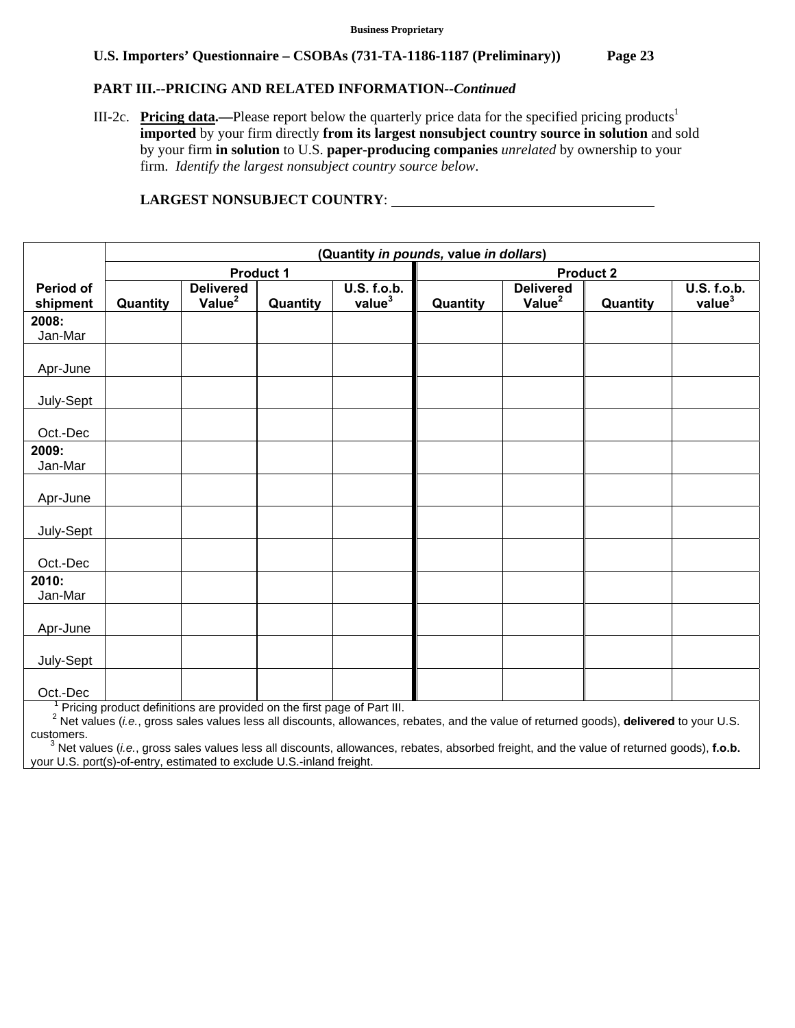**PART III.--PRICING AND RELATED INFORMATION--*Continued***

III-2c. **Pricing data.—**Please report below the quarterly price data for the specified pricing products[1] **imported** by your firm directly **from its largest nonsubject country source in solution** and sold by your firm **in solution** to U.S. **paper-producing companies** *unrelated* by ownership to your firm. *Identify the largest nonsubject country source below*.

**LARGEST NONSUBJECT COUNTRY**: \_\_\_\_\_\_\_\_\_\_\_\_\_\_\_\_\_\_\_\_\_\_\_\_\_\_\_\_\_\_\_\_\_\_\_\_\_\_

| | (Quantity *in pounds,* value *in dollars*) | | | | | | | |
|---|---|---|---|---|---|---|---|---|
| | Product 1 | | | | Product 2 | | | |
| **Period of shipment** | **Quantity** | **Delivered Value[2]** | **Quantity** | **U.S. f.o.b. value[3]** | **Quantity** | **Delivered Value[2]** | **Quantity** | **U.S. f.o.b. value[3]** |
| **2008:** Jan-Mar | | | | | | | | |
| Apr-June | | | | | | | | |
| July-Sept | | | | | | | | |
| Oct.-Dec | | | | | | | | |
| **2009:** Jan-Mar | | | | | | | | |
| Apr-June | | | | | | | | |
| July-Sept | | | | | | | | |
| Oct.-Dec | | | | | | | | |
| **2010:** Jan-Mar | | | | | | | | |
| Apr-June | | | | | | | | |
| July-Sept | | | | | | | | |
| Oct.-Dec | | | | | | | | |

[1] Pricing product definitions are provided on the first page of Part III.

[2] Net values (*i.e.*, gross sales values less all discounts, allowances, rebates, and the value of returned goods), **delivered** to your U.S. customers.

[3] Net values (*i.e.*, gross sales values less all discounts, allowances, rebates, absorbed freight, and the value of returned goods), **f.o.b.** your U.S. port(s)-of-entry, estimated to exclude U.S.-inland freight.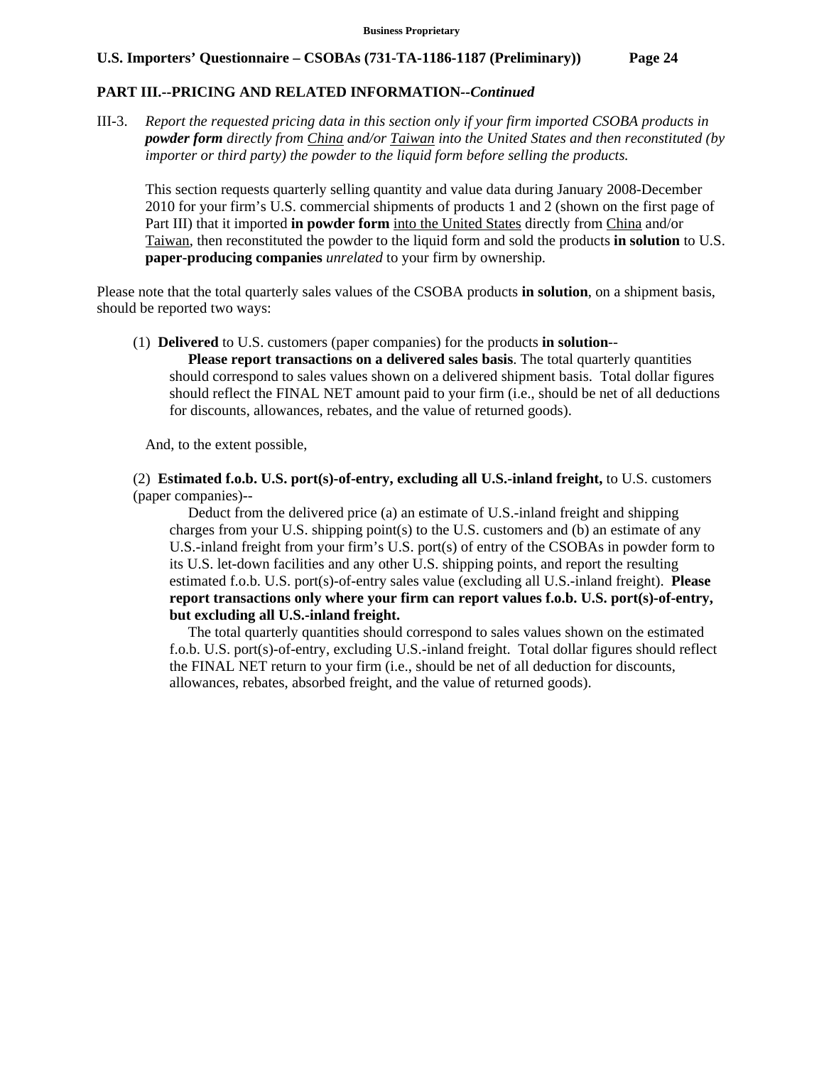## PART III.--PRICING AND RELATED INFORMATION--*Continued*

III-3. *Report the requested pricing data in this section only if your firm imported CSOBA products in* ***powder form*** *directly from* *China* *and/or* *Taiwan* *into the United States and then reconstituted (by importer or third party) the powder to the liquid form before selling the products.*

This section requests quarterly selling quantity and value data during January 2008-December 2010 for your firm's U.S. commercial shipments of products 1 and 2 (shown on the first page of Part III) that it imported **in powder form** into the United States directly from China and/or Taiwan, then reconstituted the powder to the liquid form and sold the products **in solution** to U.S. **paper-producing companies** *unrelated* to your firm by ownership.

Please note that the total quarterly sales values of the CSOBA products **in solution**, on a shipment basis, should be reported two ways:

(1) **Delivered** to U.S. customers (paper companies) for the products **in solution**--

**Please report transactions on a delivered sales basis**. The total quarterly quantities should correspond to sales values shown on a delivered shipment basis. Total dollar figures should reflect the FINAL NET amount paid to your firm (i.e., should be net of all deductions for discounts, allowances, rebates, and the value of returned goods).

And, to the extent possible,

(2) **Estimated f.o.b. U.S. port(s)-of-entry, excluding all U.S.-inland freight,** to U.S. customers (paper companies)--

Deduct from the delivered price (a) an estimate of U.S.-inland freight and shipping charges from your U.S. shipping point(s) to the U.S. customers and (b) an estimate of any U.S.-inland freight from your firm's U.S. port(s) of entry of the CSOBAs in powder form to its U.S. let-down facilities and any other U.S. shipping points, and report the resulting estimated f.o.b. U.S. port(s)-of-entry sales value (excluding all U.S.-inland freight). **Please report transactions only where your firm can report values f.o.b. U.S. port(s)-of-entry, but excluding all U.S.-inland freight.**

The total quarterly quantities should correspond to sales values shown on the estimated f.o.b. U.S. port(s)-of-entry, excluding U.S.-inland freight. Total dollar figures should reflect the FINAL NET return to your firm (i.e., should be net of all deduction for discounts, allowances, rebates, absorbed freight, and the value of returned goods).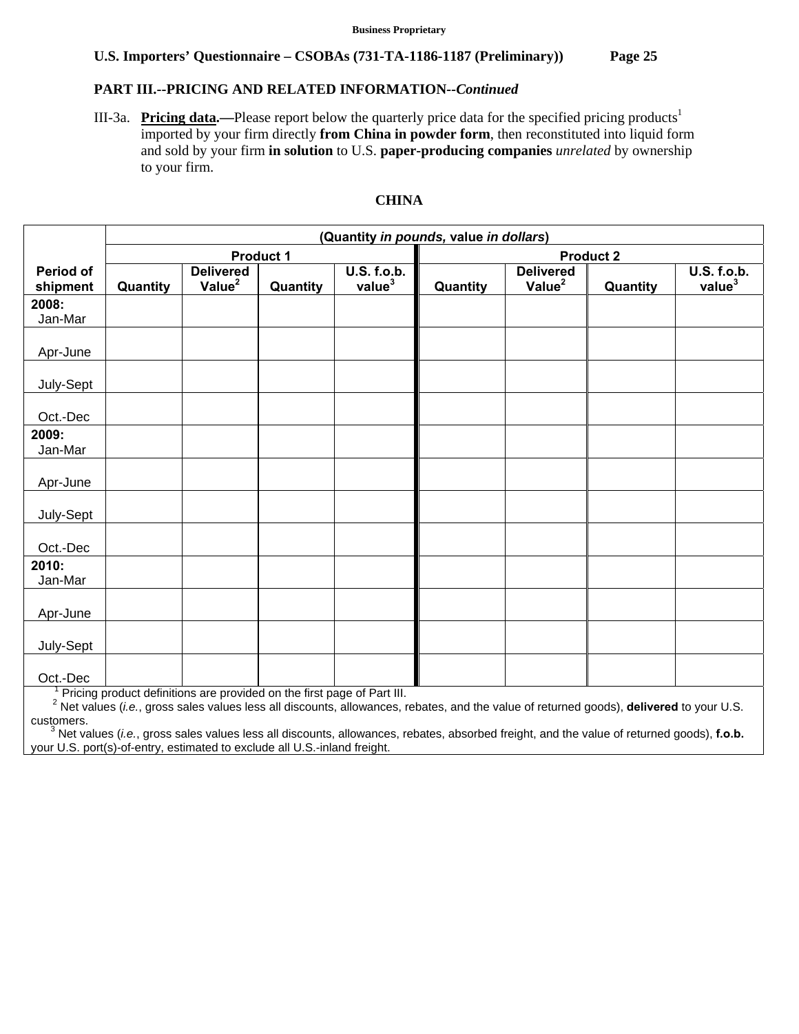**Business Proprietary**

**U.S. Importers' Questionnaire – CSOBAs (731-TA-1186-1187 (Preliminary))**

**PART III.--PRICING AND RELATED INFORMATION--*Continued***

III-3a. **Pricing data.—**Please report below the quarterly price data for the specified pricing products[1] imported by your firm directly **from China in powder form**, then reconstituted into liquid form and sold by your firm **in solution** to U.S. **paper-producing companies** *unrelated* by ownership to your firm.

**CHINA**

| | (Quantity *in pounds,* value *in dollars*) | | | | | | | |
|---|---|---|---|---|---|---|---|---|
| | Product 1 | | | | Product 2 | | | |
| Period of shipment | Quantity | Delivered Value[2] | Quantity | U.S. f.o.b. value[3] | Quantity | Delivered Value[2] | Quantity | U.S. f.o.b. value[3] |
| **2008:** Jan-Mar | | | | | | | | |
| Apr-June | | | | | | | | |
| July-Sept | | | | | | | | |
| Oct.-Dec | | | | | | | | |
| **2009:** Jan-Mar | | | | | | | | |
| Apr-June | | | | | | | | |
| July-Sept | | | | | | | | |
| Oct.-Dec | | | | | | | | |
| **2010:** Jan-Mar | | | | | | | | |
| Apr-June | | | | | | | | |
| July-Sept | | | | | | | | |
| Oct.-Dec | | | | | | | | |

[1] Pricing product definitions are provided on the first page of Part III.

[2] Net values (*i.e.*, gross sales values less all discounts, allowances, rebates, and the value of returned goods), **delivered** to your U.S. customers.

[3] Net values (*i.e.*, gross sales values less all discounts, allowances, rebates, absorbed freight, and the value of returned goods), **f.o.b.** your U.S. port(s)-of-entry, estimated to exclude all U.S.-inland freight.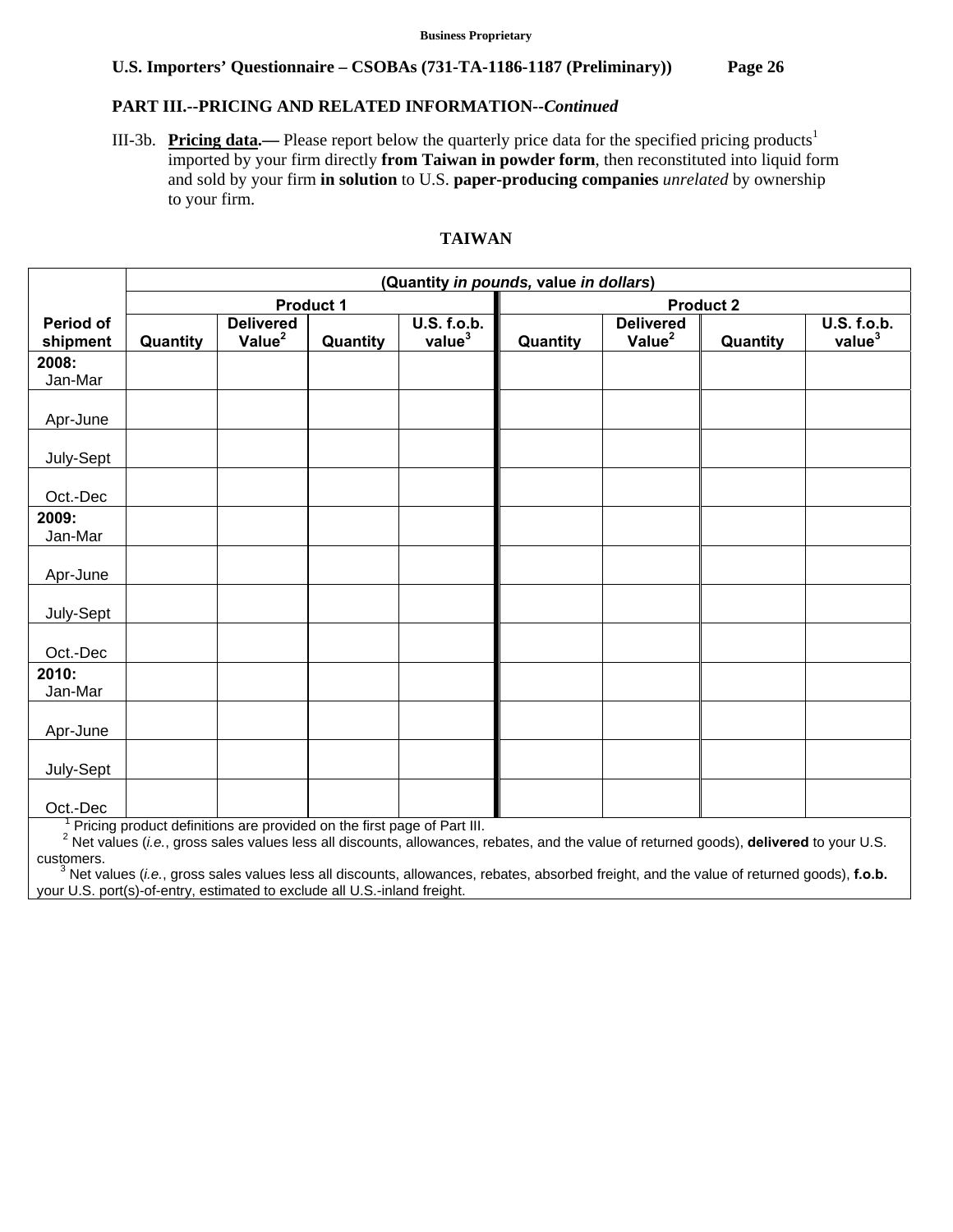**Business Proprietary**

**U.S. Importers' Questionnaire – CSOBAs (731-TA-1186-1187 (Preliminary))**

**PART III.--PRICING AND RELATED INFORMATION--*Continued***

III-3b. **Pricing data.—** Please report below the quarterly price data for the specified pricing products[1] imported by your firm directly **from Taiwan in powder form**, then reconstituted into liquid form and sold by your firm **in solution** to U.S. **paper-producing companies** *unrelated* by ownership to your firm.

**TAIWAN**

| Period of shipment | (Quantity *in pounds,* value *in dollars*) | | | | | | | |
|---|---|---|---|---|---|---|---|---|
| | Product 1 | | | | Product 2 | | | |
| | Quantity | Delivered Value[2] | Quantity | U.S. f.o.b. value[3] | Quantity | Delivered Value[2] | Quantity | U.S. f.o.b. value[3] |
| **2008:** Jan-Mar | | | | | | | | |
| Apr-June | | | | | | | | |
| July-Sept | | | | | | | | |
| Oct.-Dec | | | | | | | | |
| **2009:** Jan-Mar | | | | | | | | |
| Apr-June | | | | | | | | |
| July-Sept | | | | | | | | |
| Oct.-Dec | | | | | | | | |
| **2010:** Jan-Mar | | | | | | | | |
| Apr-June | | | | | | | | |
| July-Sept | | | | | | | | |
| Oct.-Dec | | | | | | | | |

[1] Pricing product definitions are provided on the first page of Part III.

[2] Net values (*i.e.*, gross sales values less all discounts, allowances, rebates, and the value of returned goods), **delivered** to your U.S. customers.

[3] Net values (*i.e.*, gross sales values less all discounts, allowances, rebates, absorbed freight, and the value of returned goods), **f.o.b.** your U.S. port(s)-of-entry, estimated to exclude all U.S.-inland freight.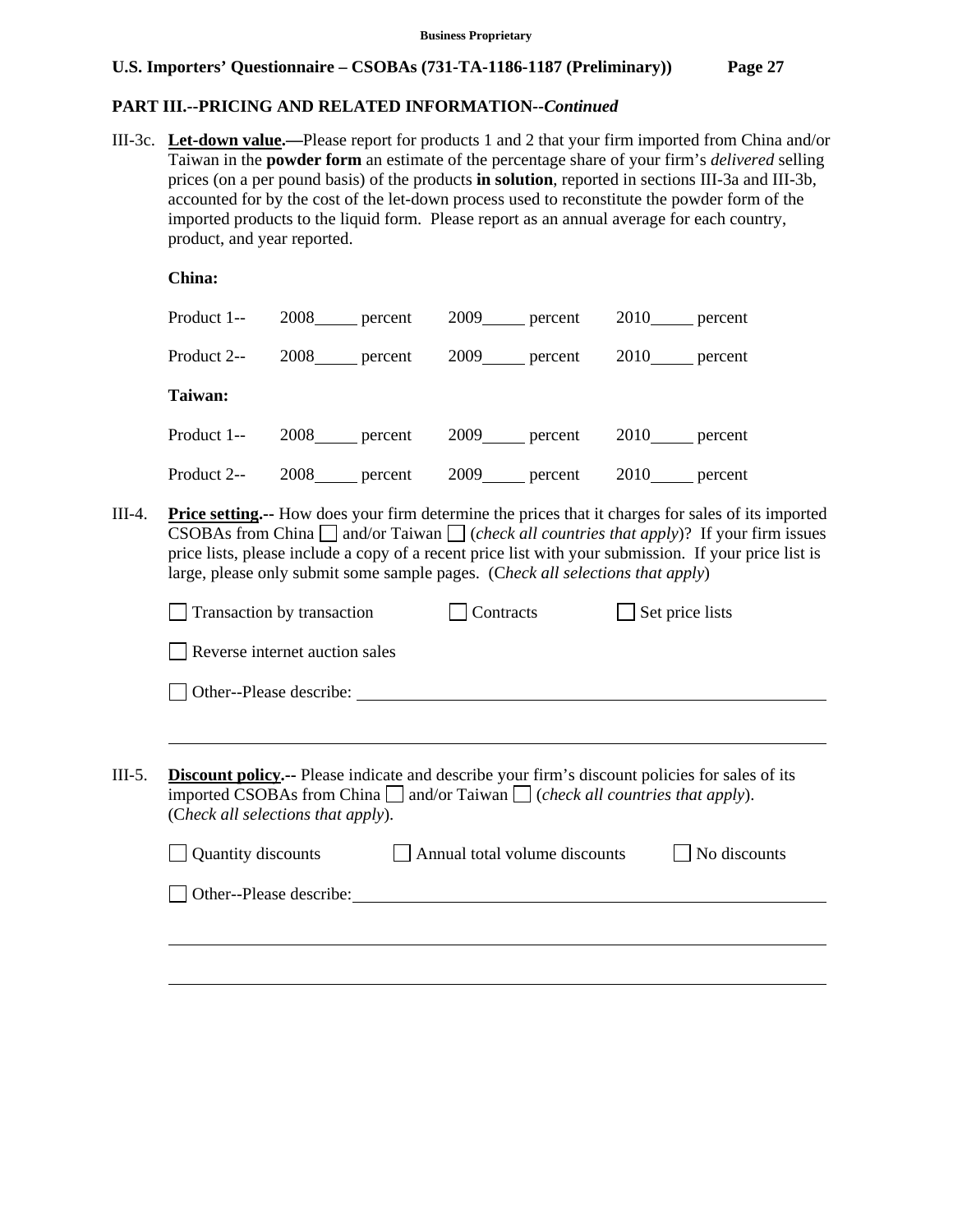## PART III.--PRICING AND RELATED INFORMATION--*Continued*

III-3c. **Let-down value.—**Please report for products 1 and 2 that your firm imported from China and/or Taiwan in the **powder form** an estimate of the percentage share of your firm's *delivered* selling prices (on a per pound basis) of the products **in solution**, reported in sections III-3a and III-3b, accounted for by the cost of the let-down process used to reconstitute the powder form of the imported products to the liquid form. Please report as an annual average for each country, product, and year reported.

**China:**

Product 1-- 2008_____ percent 2009_____ percent 2010_____ percent

Product 2-- 2008_____ percent 2009_____ percent 2010_____ percent

**Taiwan:**

Product 1-- 2008_____ percent 2009_____ percent 2010_____ percent

Product 2-- 2008_____ percent 2009_____ percent 2010_____ percent

III-4. **Price setting.--** How does your firm determine the prices that it charges for sales of its imported CSOBAs from China ☐ and/or Taiwan ☐ (*check all countries that apply*)? If your firm issues price lists, please include a copy of a recent price list with your submission. If your price list is large, please only submit some sample pages. (C*heck all selections that apply*)

☐ Transaction by transaction ☐ Contracts ☐ Set price lists

☐ Reverse internet auction sales

☐ Other--Please describe: ______________________________________________

______________________________________________

III-5. **Discount policy.--** Please indicate and describe your firm's discount policies for sales of its imported CSOBAs from China ☐ and/or Taiwan ☐ (*check all countries that apply*). (C*heck all selections that apply*).

☐ Quantity discounts ☐ Annual total volume discounts ☐ No discounts

☐ Other--Please describe: ______________________________________________

______________________________________________

______________________________________________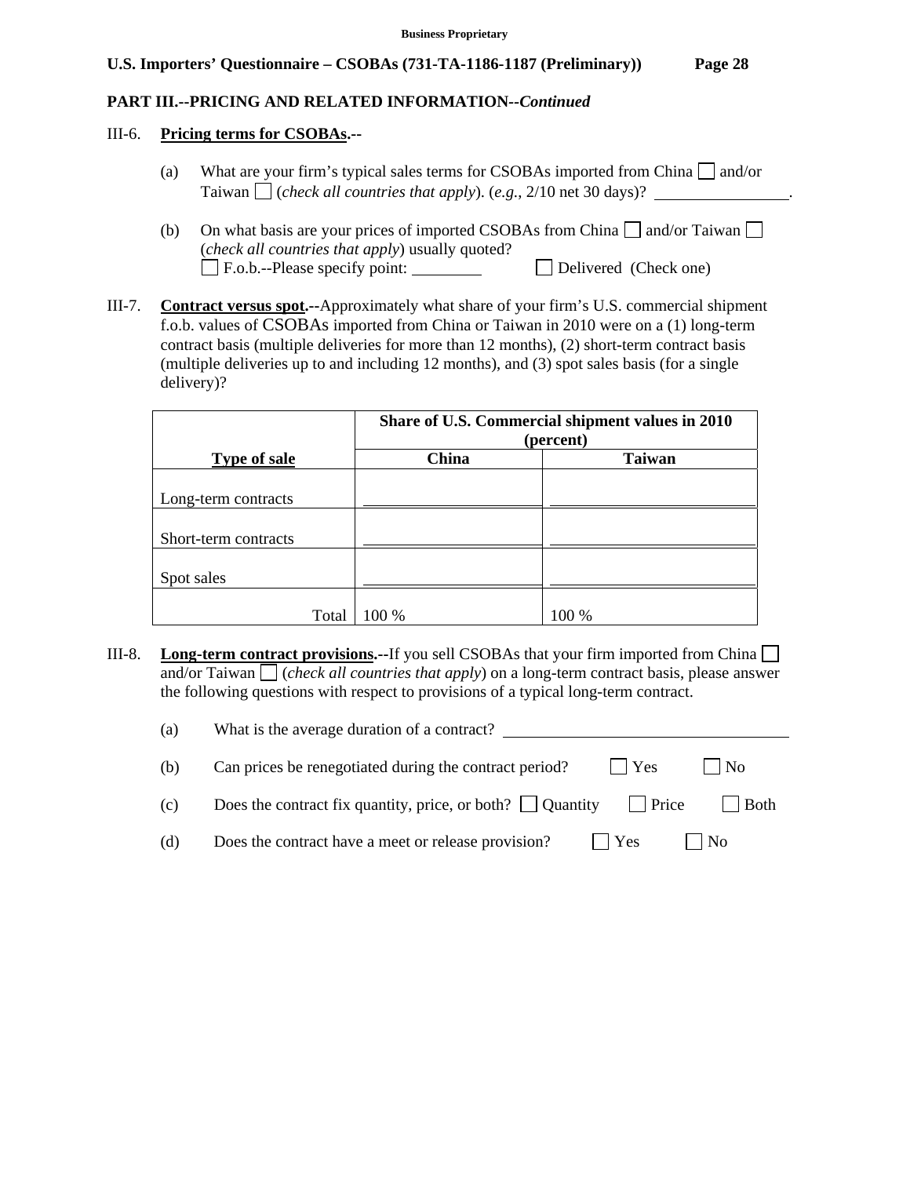## PART III.--PRICING AND RELATED INFORMATION--*Continued*

III-6. **Pricing terms for CSOBAs.--**

(a) What are your firm's typical sales terms for CSOBAs imported from China ☐ and/or Taiwan ☐ (*check all countries that apply*). (*e.g.*, 2/10 net 30 days)? \_\_\_\_\_\_\_\_\_\_\_\_\_\_\_\_.

(b) On what basis are your prices of imported CSOBAs from China ☐ and/or Taiwan ☐ (*check all countries that apply*) usually quoted?
☐ F.o.b.--Please specify point: \_\_\_\_\_\_\_\_\_ ☐ Delivered (Check one)

III-7. **Contract versus spot.--**Approximately what share of your firm's U.S. commercial shipment f.o.b. values of CSOBAs imported from China or Taiwan in 2010 were on a (1) long-term contract basis (multiple deliveries for more than 12 months), (2) short-term contract basis (multiple deliveries up to and including 12 months), and (3) spot sales basis (for a single delivery)?

| | Share of U.S. Commercial shipment values in 2010 (percent) | |
|---|---|---|
| **Type of sale** | **China** | **Taiwan** |
| Long-term contracts | | |
| Short-term contracts | | |
| Spot sales | | |
| Total | 100 % | 100 % |

III-8. **Long-term contract provisions.--**If you sell CSOBAs that your firm imported from China ☐ and/or Taiwan ☐ (*check all countries that apply*) on a long-term contract basis, please answer the following questions with respect to provisions of a typical long-term contract.

(a) What is the average duration of a contract? \_\_\_\_\_\_\_\_\_\_\_\_\_\_\_\_\_\_\_\_\_\_\_\_\_\_\_\_\_\_\_\_\_\_\_

(b) Can prices be renegotiated during the contract period? ☐ Yes ☐ No

(c) Does the contract fix quantity, price, or both? ☐ Quantity ☐ Price ☐ Both

(d) Does the contract have a meet or release provision? ☐ Yes ☐ No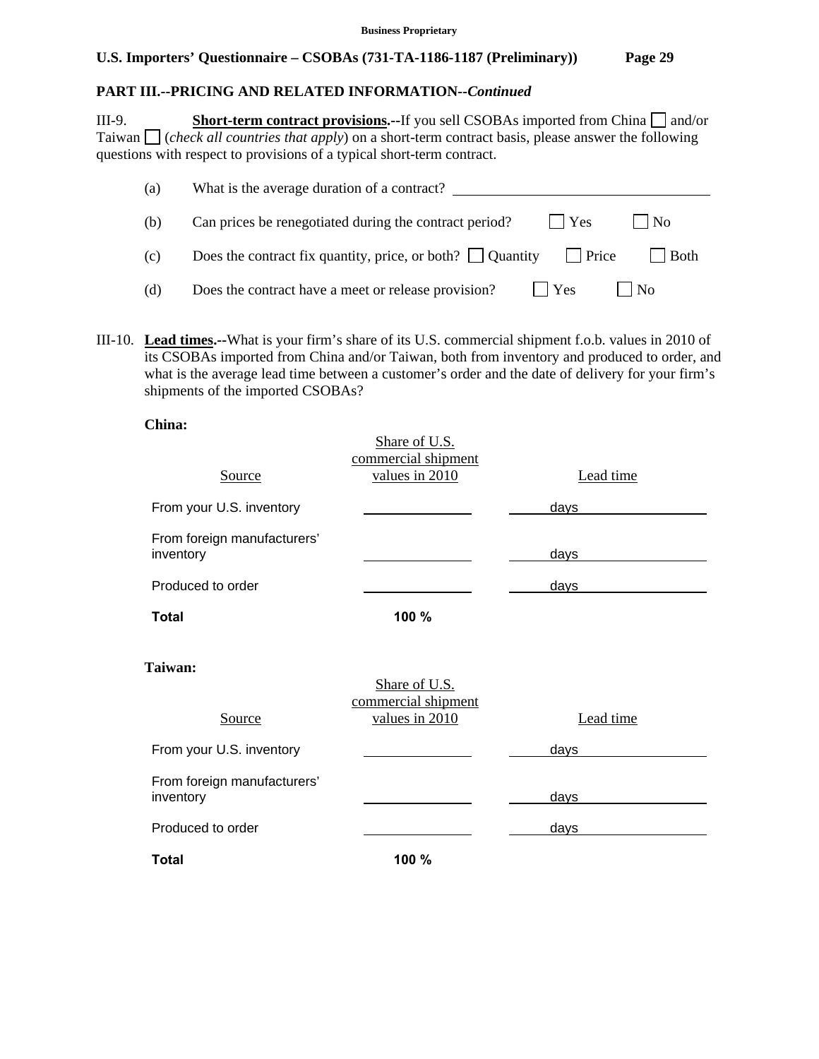**PART III.--PRICING AND RELATED INFORMATION--*Continued***

III-9. **Short-term contract provisions.--**If you sell CSOBAs imported from China ☐ and/or Taiwan ☐ (*check all countries that apply*) on a short-term contract basis, please answer the following questions with respect to provisions of a typical short-term contract.

(a) What is the average duration of a contract? ______________________

(b) Can prices be renegotiated during the contract period? ☐ Yes ☐ No

(c) Does the contract fix quantity, price, or both? ☐ Quantity ☐ Price ☐ Both

(d) Does the contract have a meet or release provision? ☐ Yes ☐ No

III-10. **Lead times.--**What is your firm's share of its U.S. commercial shipment f.o.b. values in 2010 of its CSOBAs imported from China and/or Taiwan, both from inventory and produced to order, and what is the average lead time between a customer's order and the date of delivery for your firm's shipments of the imported CSOBAs?

**China:**

| Source | Share of U.S. commercial shipment values in 2010 | Lead time |
|---|---|---|
| From your U.S. inventory | | days |
| From foreign manufacturers' inventory | | days |
| Produced to order | | days |
| **Total** | **100 %** | |

**Taiwan:**

| Source | Share of U.S. commercial shipment values in 2010 | Lead time |
|---|---|---|
| From your U.S. inventory | | days |
| From foreign manufacturers' inventory | | days |
| Produced to order | | days |
| **Total** | **100 %** | |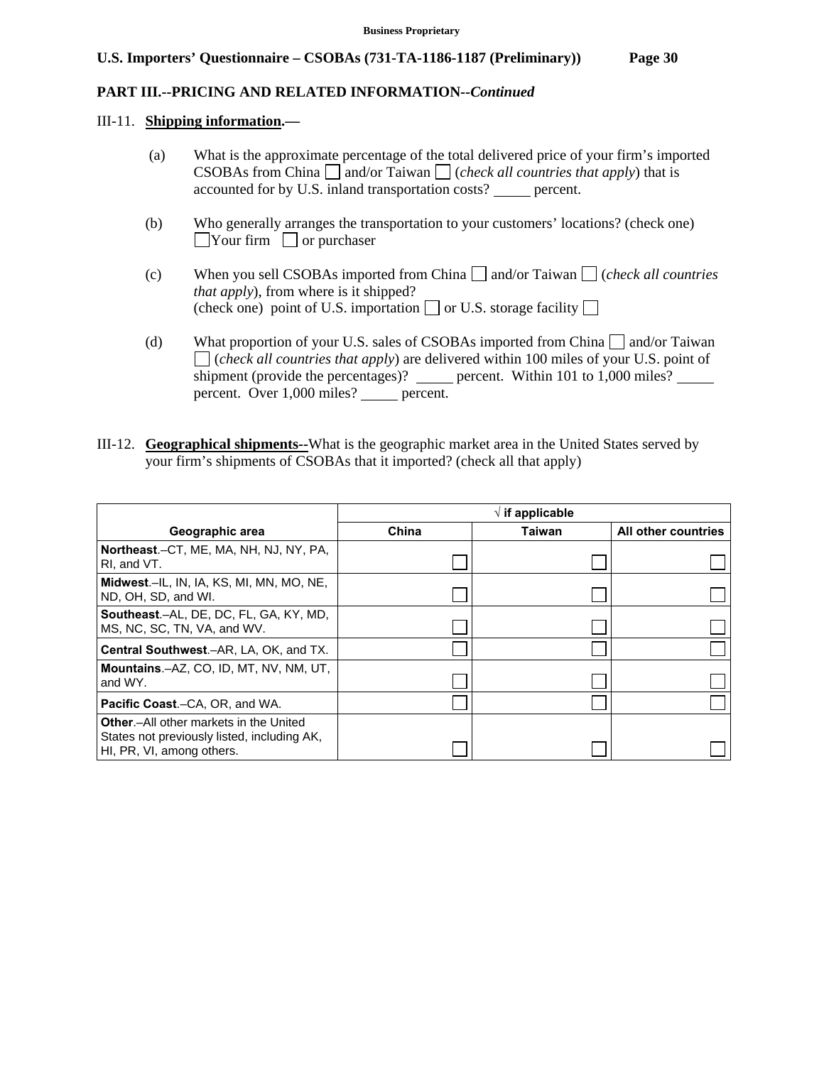**PART III.--PRICING AND RELATED INFORMATION--*Continued***

III-11. **Shipping information.—**

(a) What is the approximate percentage of the total delivered price of your firm's imported CSOBAs from China ☐ and/or Taiwan ☐ (*check all countries that apply*) that is accounted for by U.S. inland transportation costs? _____ percent.

(b) Who generally arranges the transportation to your customers' locations? (check one) ☐Your firm ☐ or purchaser

(c) When you sell CSOBAs imported from China ☐ and/or Taiwan ☐ (*check all countries that apply*), from where is it shipped?
(check one) point of U.S. importation ☐ or U.S. storage facility ☐

(d) What proportion of your U.S. sales of CSOBAs imported from China ☐ and/or Taiwan ☐ (*check all countries that apply*) are delivered within 100 miles of your U.S. point of shipment (provide the percentages)? _____ percent. Within 101 to 1,000 miles? _____ percent. Over 1,000 miles? _____ percent.

III-12. **Geographical shipments--**What is the geographic market area in the United States served by your firm's shipments of CSOBAs that it imported? (check all that apply)

| | √ if applicable | | |
|---|---|---|---|
| **Geographic area** | **China** | **Taiwan** | **All other countries** |
| **Northeast**.–CT, ME, MA, NH, NJ, NY, PA, RI, and VT. | ☐ | ☐ | ☐ |
| **Midwest**.–IL, IN, IA, KS, MI, MN, MO, NE, ND, OH, SD, and WI. | ☐ | ☐ | ☐ |
| **Southeast**.–AL, DE, DC, FL, GA, KY, MD, MS, NC, SC, TN, VA, and WV. | ☐ | ☐ | ☐ |
| **Central Southwest**.–AR, LA, OK, and TX. | ☐ | ☐ | ☐ |
| **Mountains**.–AZ, CO, ID, MT, NV, NM, UT, and WY. | ☐ | ☐ | ☐ |
| **Pacific Coast**.–CA, OR, and WA. | ☐ | ☐ | ☐ |
| **Other**.–All other markets in the United States not previously listed, including AK, HI, PR, VI, among others. | ☐ | ☐ | ☐ |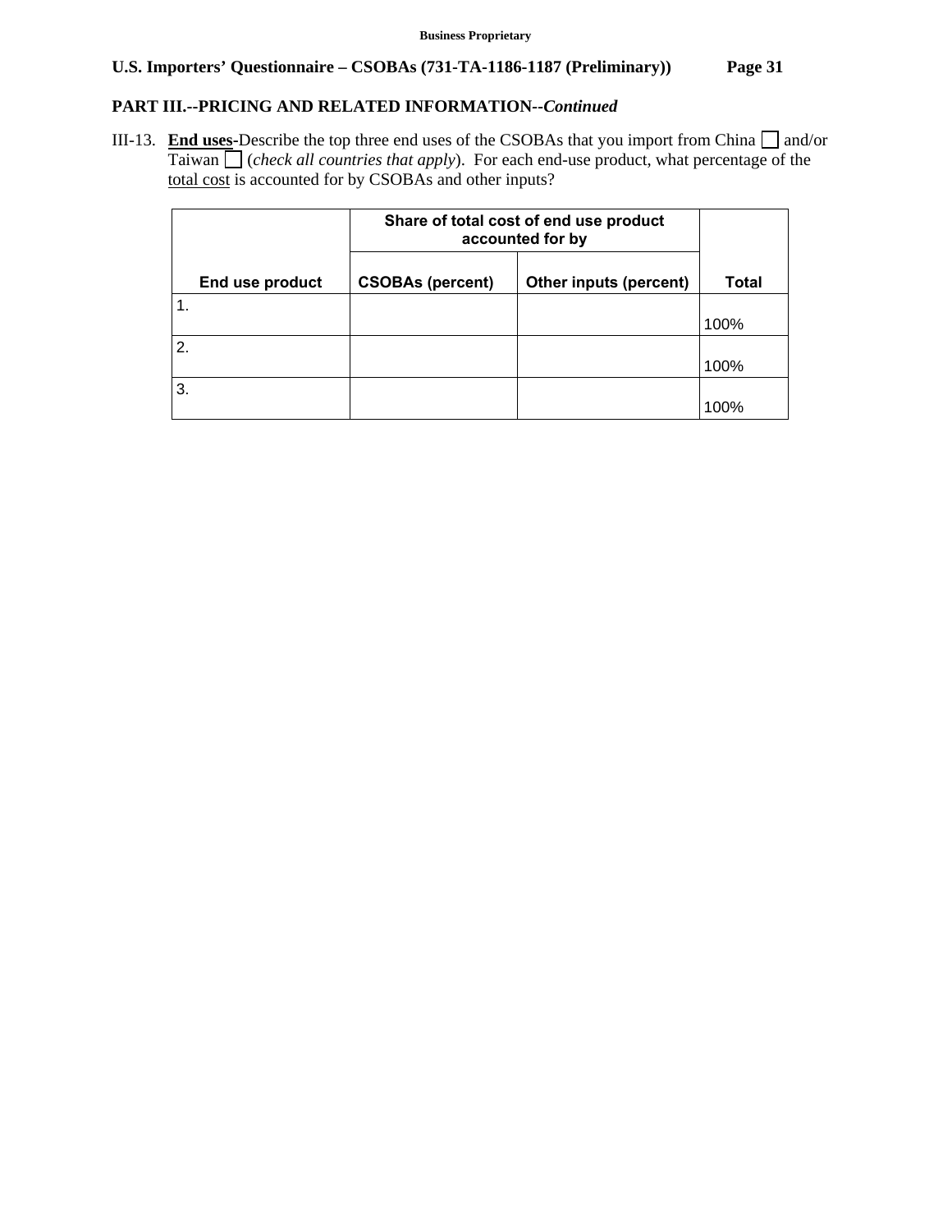**PART III.--PRICING AND RELATED INFORMATION--*Continued***

III-13. **End uses**-Describe the top three end uses of the CSOBAs that you import from China ☐ and/or Taiwan ☐ (*check all countries that apply*). For each end-use product, what percentage of the total cost is accounted for by CSOBAs and other inputs?

| | Share of total cost of end use product accounted for by | | |
|---|---|---|---|
| **End use product** | **CSOBAs (percent)** | **Other inputs (percent)** | **Total** |
| 1. | | | 100% |
| 2. | | | 100% |
| 3. | | | 100% |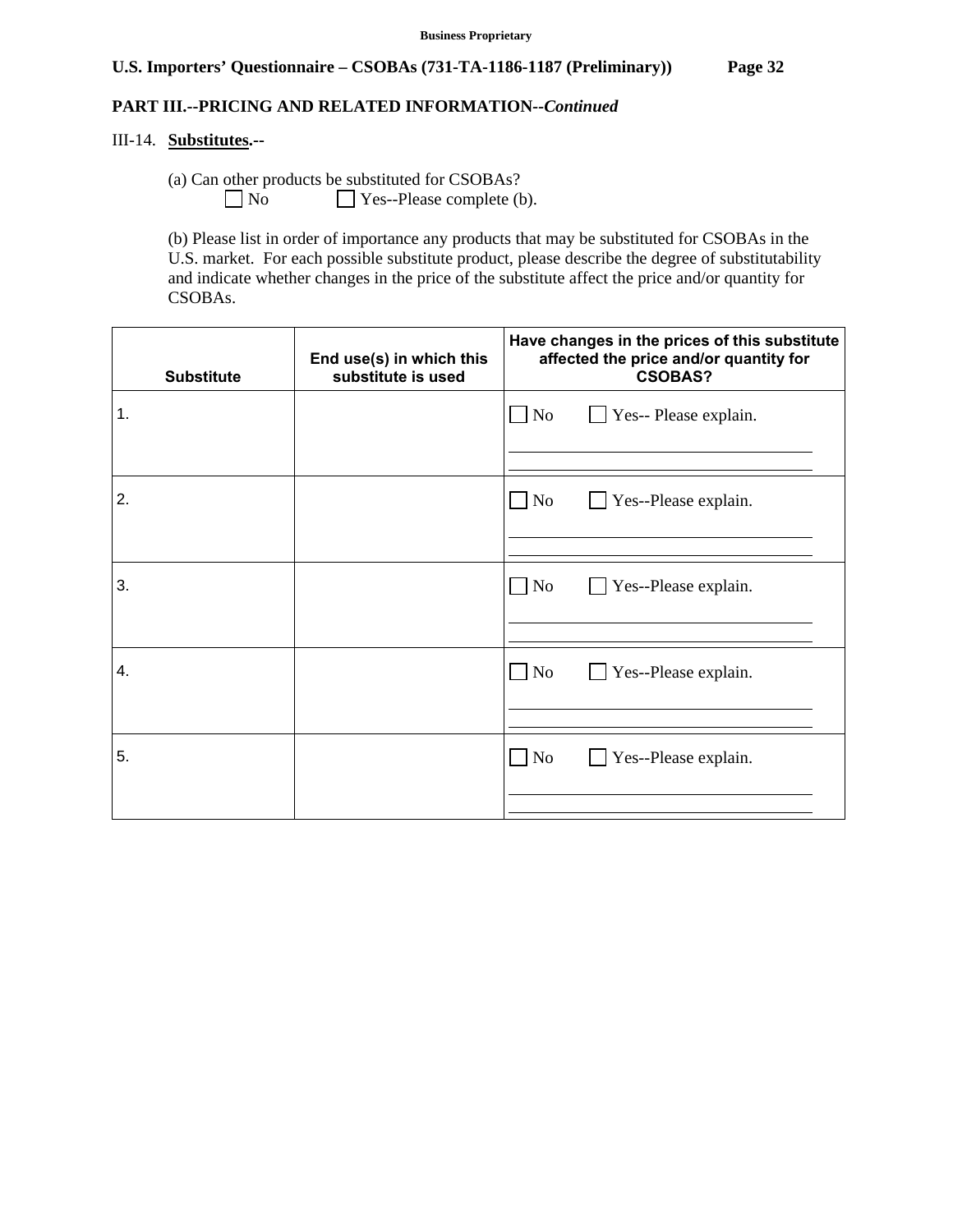**Business Proprietary**

**U.S. Importers' Questionnaire – CSOBAs (731-TA-1186-1187 (Preliminary))**

**PART III.--PRICING AND RELATED INFORMATION--*Continued***

III-14. **Substitutes.--**

(a) Can other products be substituted for CSOBAs?
☐ No ☐ Yes--Please complete (b).

(b) Please list in order of importance any products that may be substituted for CSOBAs in the U.S. market. For each possible substitute product, please describe the degree of substitutability and indicate whether changes in the price of the substitute affect the price and/or quantity for CSOBAs.

| Substitute | End use(s) in which this substitute is used | Have changes in the prices of this substitute affected the price and/or quantity for CSOBAS? |
|---|---|---|
| 1. | | ☐ No ☐ Yes-- Please explain. |
| 2. | | ☐ No ☐ Yes--Please explain. |
| 3. | | ☐ No ☐ Yes--Please explain. |
| 4. | | ☐ No ☐ Yes--Please explain. |
| 5. | | ☐ No ☐ Yes--Please explain. |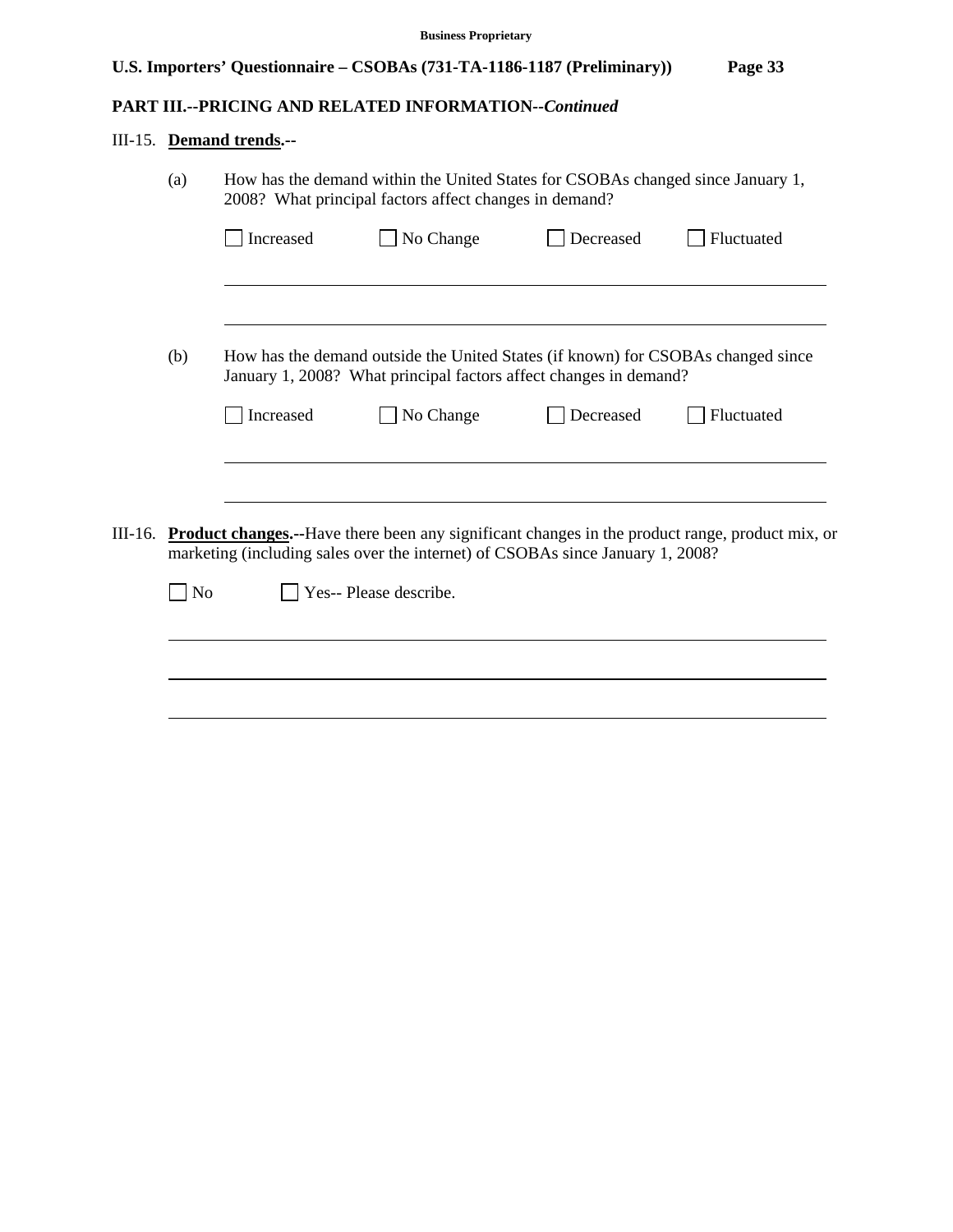**PART III.--PRICING AND RELATED INFORMATION--*Continued***

III-15. **Demand trends.--**

(a) How has the demand within the United States for CSOBAs changed since January 1, 2008? What principal factors affect changes in demand?

☐ Increased ☐ No Change ☐ Decreased ☐ Fluctuated

______________________________________________________________________

______________________________________________________________________

(b) How has the demand outside the United States (if known) for CSOBAs changed since January 1, 2008? What principal factors affect changes in demand?

☐ Increased ☐ No Change ☐ Decreased ☐ Fluctuated

______________________________________________________________________

______________________________________________________________________

III-16. **Product changes.--**Have there been any significant changes in the product range, product mix, or marketing (including sales over the internet) of CSOBAs since January 1, 2008?

☐ No ☐ Yes-- Please describe.

______________________________________________________________________

______________________________________________________________________

______________________________________________________________________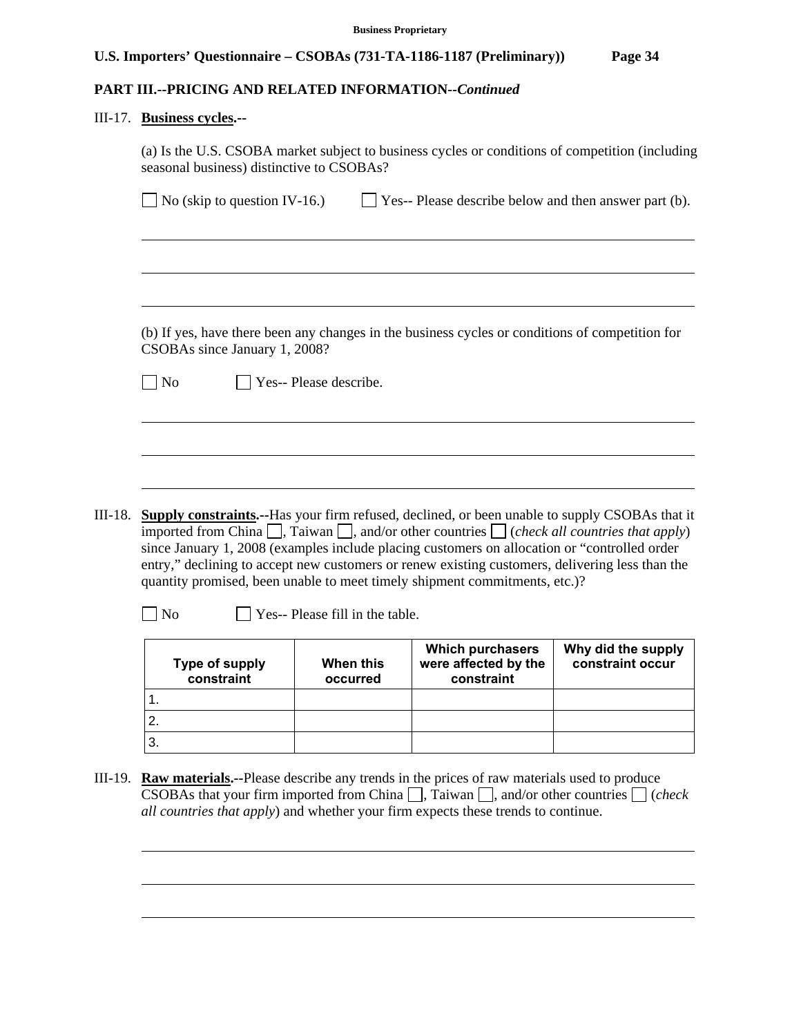## PART III.--PRICING AND RELATED INFORMATION--*Continued*

III-17. **Business cycles.--**

(a) Is the U.S. CSOBA market subject to business cycles or conditions of competition (including seasonal business) distinctive to CSOBAs?

☐ No (skip to question IV-16.)  ☐ Yes-- Please describe below and then answer part (b).

\_\_\_\_\_\_\_\_\_\_\_\_\_\_\_\_\_\_\_\_\_\_\_\_\_\_\_\_\_\_\_\_\_\_\_\_\_\_\_\_\_\_\_\_\_\_\_\_\_\_\_\_\_\_\_\_\_\_\_\_

\_\_\_\_\_\_\_\_\_\_\_\_\_\_\_\_\_\_\_\_\_\_\_\_\_\_\_\_\_\_\_\_\_\_\_\_\_\_\_\_\_\_\_\_\_\_\_\_\_\_\_\_\_\_\_\_\_\_\_\_

\_\_\_\_\_\_\_\_\_\_\_\_\_\_\_\_\_\_\_\_\_\_\_\_\_\_\_\_\_\_\_\_\_\_\_\_\_\_\_\_\_\_\_\_\_\_\_\_\_\_\_\_\_\_\_\_\_\_\_\_

(b) If yes, have there been any changes in the business cycles or conditions of competition for CSOBAs since January 1, 2008?

☐ No  ☐ Yes-- Please describe.

\_\_\_\_\_\_\_\_\_\_\_\_\_\_\_\_\_\_\_\_\_\_\_\_\_\_\_\_\_\_\_\_\_\_\_\_\_\_\_\_\_\_\_\_\_\_\_\_\_\_\_\_\_\_\_\_\_\_\_\_

\_\_\_\_\_\_\_\_\_\_\_\_\_\_\_\_\_\_\_\_\_\_\_\_\_\_\_\_\_\_\_\_\_\_\_\_\_\_\_\_\_\_\_\_\_\_\_\_\_\_\_\_\_\_\_\_\_\_\_\_

\_\_\_\_\_\_\_\_\_\_\_\_\_\_\_\_\_\_\_\_\_\_\_\_\_\_\_\_\_\_\_\_\_\_\_\_\_\_\_\_\_\_\_\_\_\_\_\_\_\_\_\_\_\_\_\_\_\_\_\_

III-18. **Supply constraints.--**Has your firm refused, declined, or been unable to supply CSOBAs that it imported from China ☐, Taiwan ☐, and/or other countries ☐ (*check all countries that apply*) since January 1, 2008 (examples include placing customers on allocation or "controlled order entry," declining to accept new customers or renew existing customers, delivering less than the quantity promised, been unable to meet timely shipment commitments, etc.)?

☐ No  ☐ Yes-- Please fill in the table.

| Type of supply constraint | When this occurred | Which purchasers were affected by the constraint | Why did the supply constraint occur |
|---|---|---|---|
| 1. | | | |
| 2. | | | |
| 3. | | | |

III-19. **Raw materials.--**Please describe any trends in the prices of raw materials used to produce CSOBAs that your firm imported from China ☐, Taiwan ☐, and/or other countries ☐ (*check all countries that apply*) and whether your firm expects these trends to continue.

\_\_\_\_\_\_\_\_\_\_\_\_\_\_\_\_\_\_\_\_\_\_\_\_\_\_\_\_\_\_\_\_\_\_\_\_\_\_\_\_\_\_\_\_\_\_\_\_\_\_\_\_\_\_\_\_\_\_\_\_

\_\_\_\_\_\_\_\_\_\_\_\_\_\_\_\_\_\_\_\_\_\_\_\_\_\_\_\_\_\_\_\_\_\_\_\_\_\_\_\_\_\_\_\_\_\_\_\_\_\_\_\_\_\_\_\_\_\_\_\_

\_\_\_\_\_\_\_\_\_\_\_\_\_\_\_\_\_\_\_\_\_\_\_\_\_\_\_\_\_\_\_\_\_\_\_\_\_\_\_\_\_\_\_\_\_\_\_\_\_\_\_\_\_\_\_\_\_\_\_\_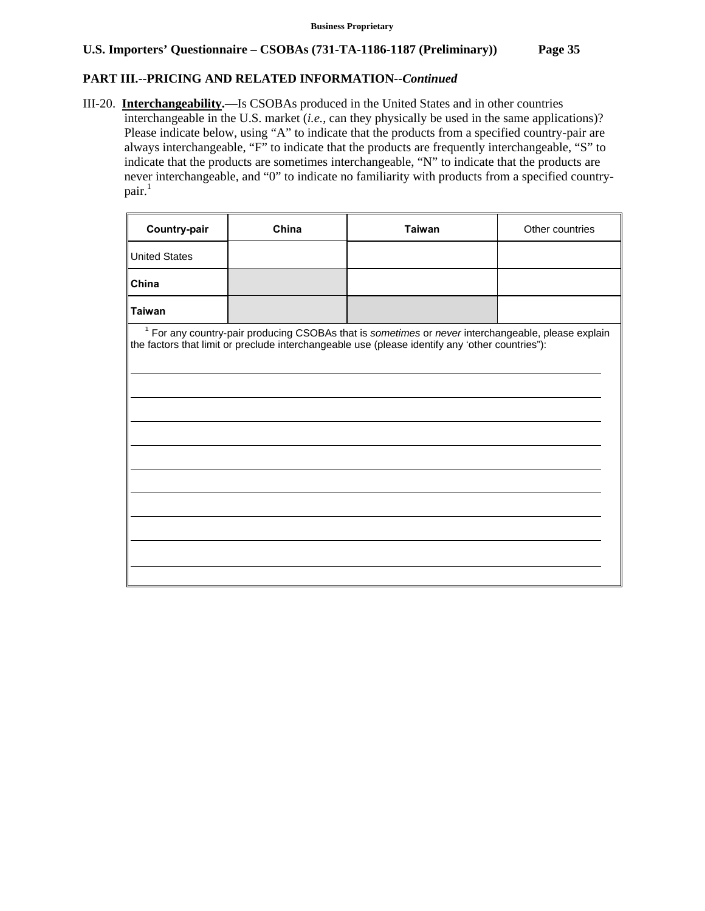## PART III.--PRICING AND RELATED INFORMATION--*Continued*

III-20. **Interchangeability.—**Is CSOBAs produced in the United States and in other countries interchangeable in the U.S. market (*i.e.*, can they physically be used in the same applications)? Please indicate below, using "A" to indicate that the products from a specified country-pair are always interchangeable, "F" to indicate that the products are frequently interchangeable, "S" to indicate that the products are sometimes interchangeable, "N" to indicate that the products are never interchangeable, and "0" to indicate no familiarity with products from a specified country-pair.[1]

| Country-pair | China | Taiwan | Other countries |
|---|---|---|---|
| United States | | | |
| China | | | |
| Taiwan | | | |

[1] For any country-pair producing CSOBAs that is *sometimes* or *never* interchangeable, please explain the factors that limit or preclude interchangeable use (please identify any 'other countries"):

______________________________________________________________________

______________________________________________________________________

______________________________________________________________________

______________________________________________________________________

______________________________________________________________________

______________________________________________________________________

______________________________________________________________________

______________________________________________________________________

______________________________________________________________________

______________________________________________________________________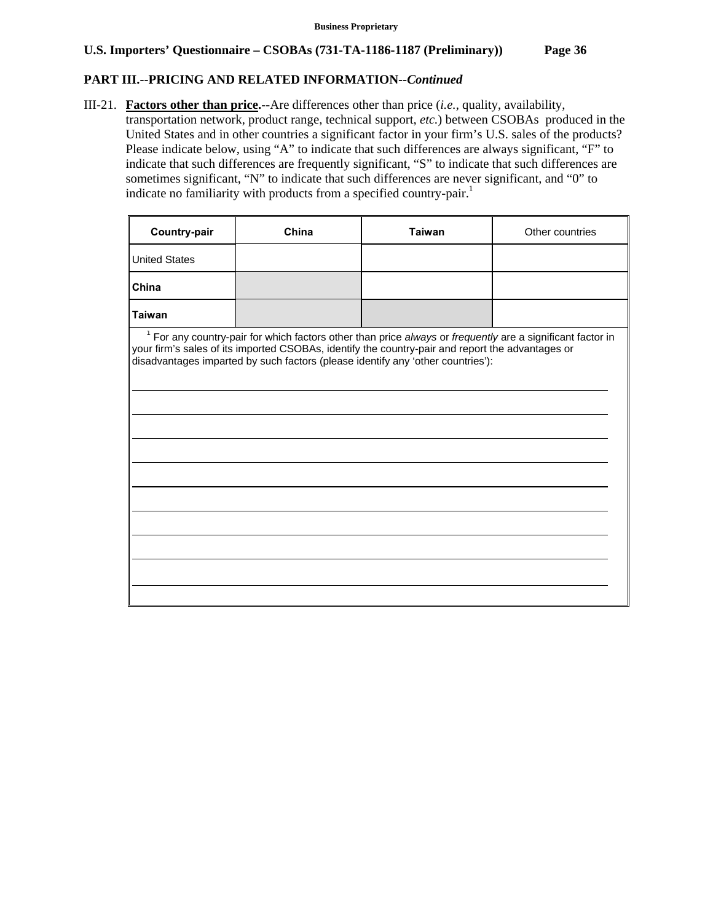**Business Proprietary**

**U.S. Importers' Questionnaire – CSOBAs (731-TA-1186-1187 (Preliminary)) Page 36**

## PART III.--PRICING AND RELATED INFORMATION--*Continued*

III-21. **Factors other than price.--**Are differences other than price (*i.e.*, quality, availability, transportation network, product range, technical support, *etc.*) between CSOBAs produced in the United States and in other countries a significant factor in your firm's U.S. sales of the products? Please indicate below, using "A" to indicate that such differences are always significant, "F" to indicate that such differences are frequently significant, "S" to indicate that such differences are sometimes significant, "N" to indicate that such differences are never significant, and "0" to indicate no familiarity with products from a specified country-pair.[1]

| Country-pair | China | Taiwan | Other countries |
|---|---|---|---|
| United States | | | |
| China | | | |
| Taiwan | | | |

[1] For any country-pair for which factors other than price *always* or *frequently* are a significant factor in your firm's sales of its imported CSOBAs, identify the country-pair and report the advantages or disadvantages imparted by such factors (please identify any 'other countries'):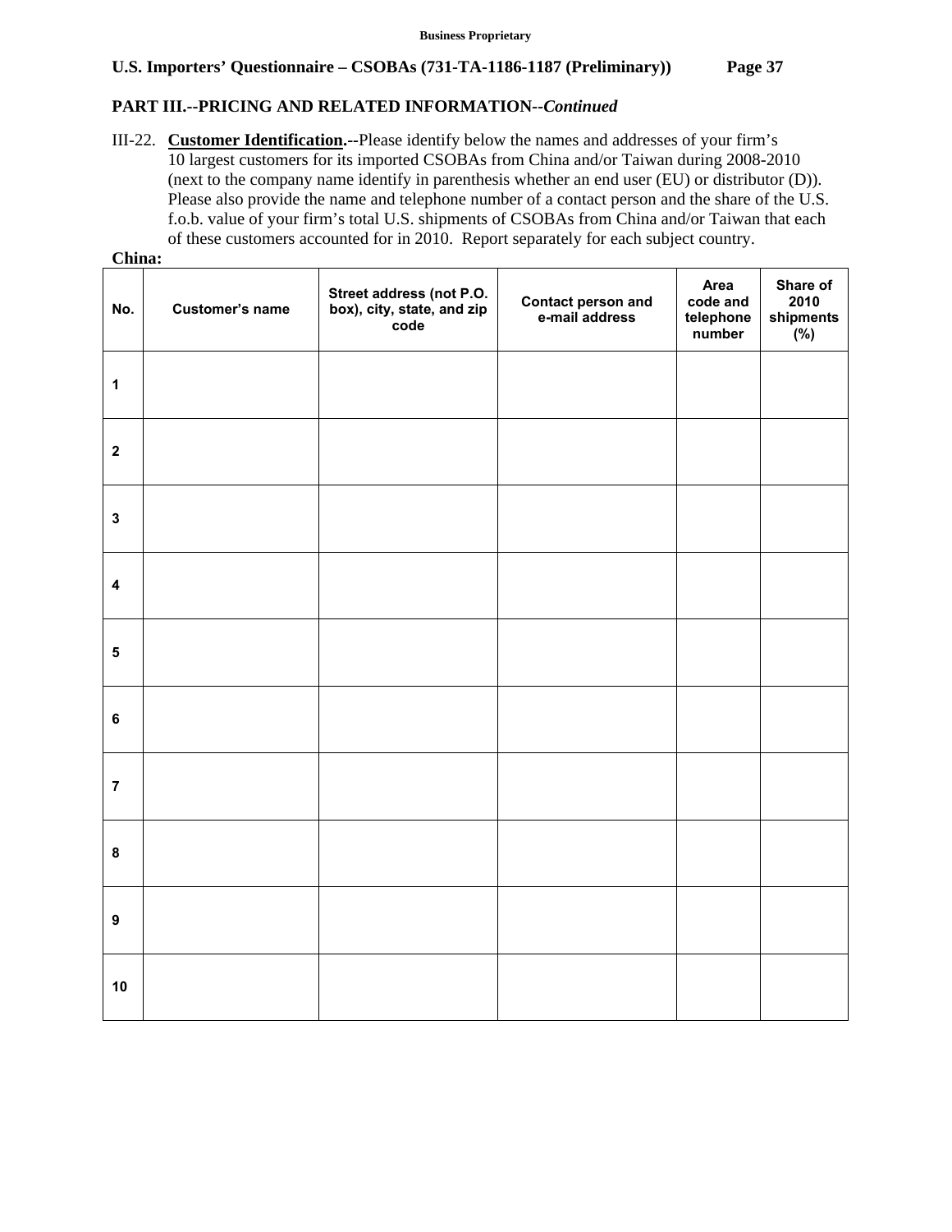**Business Proprietary**

**U.S. Importers' Questionnaire – CSOBAs (731-TA-1186-1187 (Preliminary))**

## PART III.--PRICING AND RELATED INFORMATION--*Continued*

III-22. **Customer Identification.--**Please identify below the names and addresses of your firm's 10 largest customers for its imported CSOBAs from China and/or Taiwan during 2008-2010 (next to the company name identify in parenthesis whether an end user (EU) or distributor (D)). Please also provide the name and telephone number of a contact person and the share of the U.S. f.o.b. value of your firm's total U.S. shipments of CSOBAs from China and/or Taiwan that each of these customers accounted for in 2010. Report separately for each subject country.

**China:**

| No. | Customer's name | Street address (not P.O. box), city, state, and zip code | Contact person and e-mail address | Area code and telephone number | Share of 2010 shipments (%) |
|---|---|---|---|---|---|
| 1 | | | | | |
| 2 | | | | | |
| 3 | | | | | |
| 4 | | | | | |
| 5 | | | | | |
| 6 | | | | | |
| 7 | | | | | |
| 8 | | | | | |
| 9 | | | | | |
| 10 | | | | | |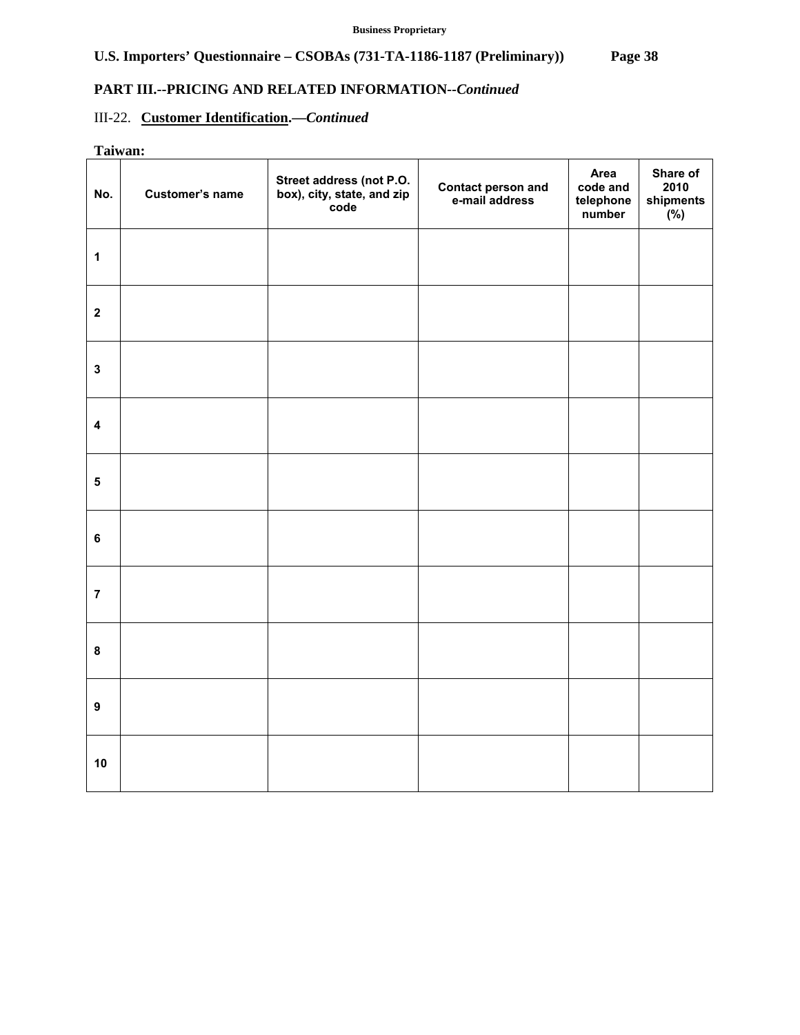**PART III.--PRICING AND RELATED INFORMATION--*Continued***

III-22. **Customer Identification.—*Continued***

**Taiwan:**

| No. | Customer's name | Street address (not P.O. box), city, state, and zip code | Contact person and e-mail address | Area code and telephone number | Share of 2010 shipments (%) |
|---|---|---|---|---|---|
| 1 | | | | | |
| 2 | | | | | |
| 3 | | | | | |
| 4 | | | | | |
| 5 | | | | | |
| 6 | | | | | |
| 7 | | | | | |
| 8 | | | | | |
| 9 | | | | | |
| 10 | | | | | |